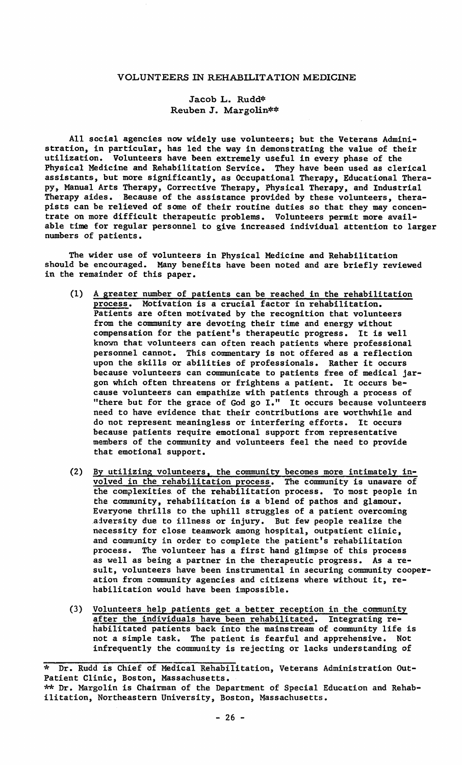# VOLUNTEERS IN REHABILITATION MEDICINE

Jacob L. Rudd*
Reuben J. Margolin**

All social agencies now widely use volunteers; but the Veterans Administration, in particular, has led the way in demonstrating the value of their utilization. Volunteers have been extremely useful in every phase of the Physical Medicine and Rehabilitation Service. They have been used as clerical assistants, but more significantly, as Occupational Therapy, Educational Therapy, Manual Arts Therapy, Corrective Therapy, Physical Therapy, and Industrial Therapy aides. Because of the assistance provided by these volunteers, therapists can be relieved of some of their routine duties so that they may concentrate on more difficult therapeutic problems. Volunteers permit more available time for regular personnel to give increased individual attention to larger numbers of patients.

The wider use of volunteers in Physical Medicine and Rehabilitation should be encouraged. Many benefits have been noted and are briefly reviewed in the remainder of this paper.

(1) <u>A greater number of patients can be reached in the rehabilitation process</u>. Motivation is a crucial factor in rehabilitation. Patients are often motivated by the recognition that volunteers from the community are devoting their time and energy without compensation for the patient's therapeutic progress. It is well known that volunteers can often reach patients where professional personnel cannot. This commentary is not offered as a reflection upon the skills or abilities of professionals. Rather it occurs because volunteers can communicate to patients free of medical jargon which often threatens or frightens a patient. It occurs because volunteers can empathize with patients through a process of "there but for the grace of God go I." It occurs because volunteers need to have evidence that their contributions are worthwhile and do not represent meaningless or interfering efforts. It occurs because patients require emotional support from representative members of the community and volunteers feel the need to provide that emotional support.

(2) <u>By utilizing volunteers, the community becomes more intimately involved in the rehabilitation process</u>. The community is unaware of the complexities of the rehabilitation process. To most people in the community, rehabilitation is a blend of pathos and glamour. Everyone thrills to the uphill struggles of a patient overcoming adversity due to illness or injury. But few people realize the necessity for close teamwork among hospital, outpatient clinic, and community in order to complete the patient's rehabilitation process. The volunteer has a first hand glimpse of this process as well as being a partner in the therapeutic progress. As a result, volunteers have been instrumental in securing community cooperation from community agencies and citizens where without it, rehabilitation would have been impossible.

(3) <u>Volunteers help patients get a better reception in the community after the individuals have been rehabilitated</u>. Integrating rehabilitated patients back into the mainstream of community life is not a simple task. The patient is fearful and apprehensive. Not infrequently the community is rejecting or lacks understanding of

---

\* Dr. Rudd is Chief of Medical Rehabilitation, Veterans Administration Out-Patient Clinic, Boston, Massachusetts.

\** Dr. Margolin is Chairman of the Department of Special Education and Rehabilitation, Northeastern University, Boston, Massachusetts.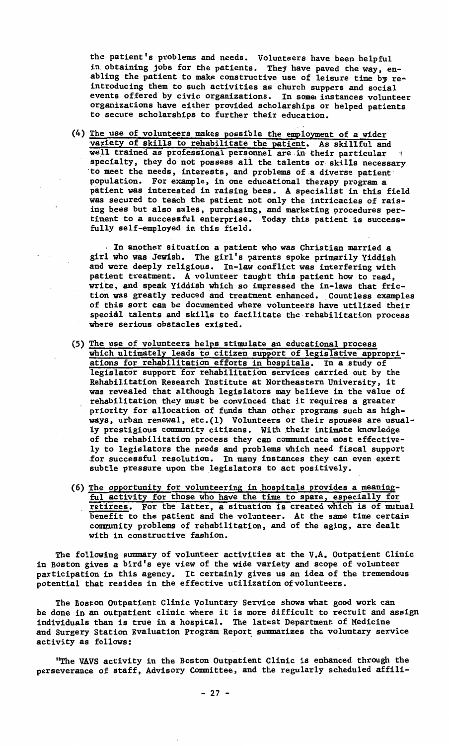the patient's problems and needs. Volunteers have been helpful in obtaining jobs for the patients. They have paved the way, enabling the patient to make constructive use of leisure time by reintroducing them to such activities as church suppers and social events offered by civic organizations. In some instances volunteer organizations have either provided scholarships or helped patients to secure scholarships to further their education.

(4) <u>The use of volunteers makes possible the employment of a wider variety of skills to rehabilitate the patient.</u> As skillful and well trained as professional personnel are in their particular specialty, they do not possess all the talents or skills necessary to meet the needs, interests, and problems of a diverse patient population. For example, in one educational therapy program a patient was interested in raising bees. A specialist in this field was secured to teach the patient not only the intricacies of raising bees but also sales, purchasing, and marketing procedures pertinent to a successful enterprise. Today this patient is successfully self-employed in this field.

In another situation a patient who was Christian married a girl who was Jewish. The girl's parents spoke primarily Yiddish and were deeply religious. In-law conflict was interfering with patient treatment. A volunteer taught this patient how to read, write, and speak Yiddish which so impressed the in-laws that friction was greatly reduced and treatment enhanced. Countless examples of this sort can be documented where volunteers have utilized their special talents and skills to facilitate the rehabilitation process where serious obstacles existed.

(5) <u>The use of volunteers helps stimulate an educational process which ultimately leads to citizen support of legislative appropriations for rehabilitation efforts in hospitals.</u> In a study of legislator support for rehabilitation services carried out by the Rehabilitation Research Institute at Northeastern University, it was revealed that although legislators may believe in the value of rehabilitation they must be convinced that it requires a greater priority for allocation of funds than other programs such as highways, urban renewal, etc.(1) Volunteers or their spouses are usually prestigious community citizens. With their intimate knowledge of the rehabilitation process they can communicate most effectively to legislators the needs and problems which need fiscal support for successful resolution. In many instances they can even exert subtle pressure upon the legislators to act positively.

(6) <u>The opportunity for volunteering in hospitals provides a meaningful activity for those who have the time to spare, especially for retirees.</u> For the latter, a situation is created which is of mutual benefit to the patient and the volunteer. At the same time certain community problems of rehabilitation, and of the aging, are dealt with in constructive fashion.

The following summary of volunteer activities at the V.A. Outpatient Clinic in Boston gives a bird's eye view of the wide variety and scope of volunteer participation in this agency. It certainly gives us an idea of the tremendous potential that resides in the effective utilization of volunteers.

The Boston Outpatient Clinic Voluntary Service shows what good work can be done in an outpatient clinic where it is more difficult to recruit and assign individuals than is true in a hospital. The latest Department of Medicine and Surgery Station Evaluation Program Report summarizes the voluntary service activity as follows:

"The VAVS activity in the Boston Outpatient Clinic is enhanced through the perseverance of staff, Advisory Committee, and the regularly scheduled affili-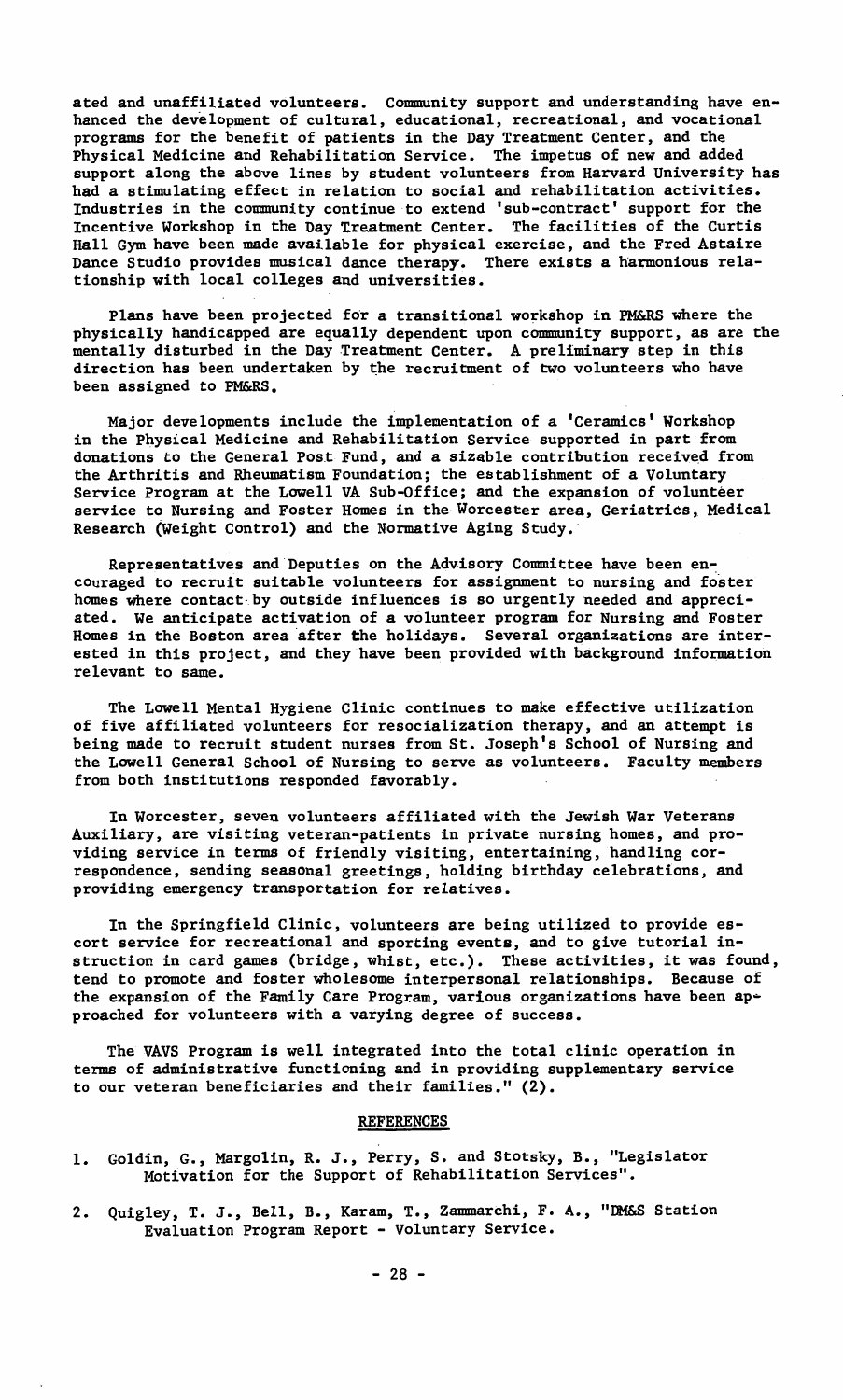ated and unaffiliated volunteers. Community support and understanding have enhanced the development of cultural, educational, recreational, and vocational programs for the benefit of patients in the Day Treatment Center, and the Physical Medicine and Rehabilitation Service. The impetus of new and added support along the above lines by student volunteers from Harvard University has had a stimulating effect in relation to social and rehabilitation activities. Industries in the community continue to extend 'sub-contract' support for the Incentive Workshop in the Day Treatment Center. The facilities of the Curtis Hall Gym have been made available for physical exercise, and the Fred Astaire Dance Studio provides musical dance therapy. There exists a harmonious relationship with local colleges and universities.

Plans have been projected for a transitional workshop in PM&RS where the physically handicapped are equally dependent upon community support, as are the mentally disturbed in the Day Treatment Center. A preliminary step in this direction has been undertaken by the recruitment of two volunteers who have been assigned to PM&RS.

Major developments include the implementation of a 'Ceramics' Workshop in the Physical Medicine and Rehabilitation Service supported in part from donations to the General Post Fund, and a sizable contribution received from the Arthritis and Rheumatism Foundation; the establishment of a Voluntary Service Program at the Lowell VA Sub-Office; and the expansion of volunteer service to Nursing and Foster Homes in the Worcester area, Geriatrics, Medical Research (Weight Control) and the Normative Aging Study.

Representatives and Deputies on the Advisory Committee have been encouraged to recruit suitable volunteers for assignment to nursing and foster homes where contact by outside influences is so urgently needed and appreciated. We anticipate activation of a volunteer program for Nursing and Foster Homes in the Boston area after the holidays. Several organizations are interested in this project, and they have been provided with background information relevant to same.

The Lowell Mental Hygiene Clinic continues to make effective utilization of five affiliated volunteers for resocialization therapy, and an attempt is being made to recruit student nurses from St. Joseph's School of Nursing and the Lowell General School of Nursing to serve as volunteers. Faculty members from both institutions responded favorably.

In Worcester, seven volunteers affiliated with the Jewish War Veterans Auxiliary, are visiting veteran-patients in private nursing homes, and providing service in terms of friendly visiting, entertaining, handling correspondence, sending seasonal greetings, holding birthday celebrations, and providing emergency transportation for relatives.

In the Springfield Clinic, volunteers are being utilized to provide escort service for recreational and sporting events, and to give tutorial instruction in card games (bridge, whist, etc.). These activities, it was found, tend to promote and foster wholesome interpersonal relationships. Because of the expansion of the Family Care Program, various organizations have been approached for volunteers with a varying degree of success.

The VAVS Program is well integrated into the total clinic operation in terms of administrative functioning and in providing supplementary service to our veteran beneficiaries and their families." (2).

## REFERENCES

1. Goldin, G., Margolin, R. J., Perry, S. and Stotsky, B., "Legislator Motivation for the Support of Rehabilitation Services".
2. Quigley, T. J., Bell, B., Karam, T., Zammarchi, F. A., "DM&S Station Evaluation Program Report - Voluntary Service.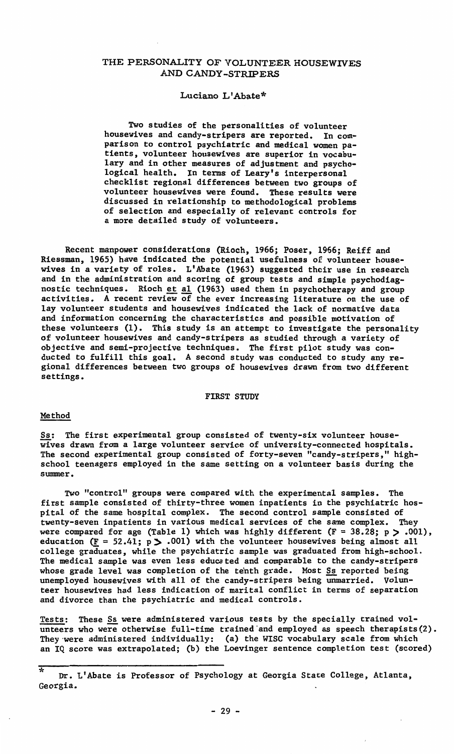# THE PERSONALITY OF VOLUNTEER HOUSEWIVES AND CANDY-STRIPERS

Luciano L'Abate*

Two studies of the personalities of volunteer housewives and candy-stripers are reported. In comparison to control psychiatric and medical women patients, volunteer housewives are superior in vocabulary and in other measures of adjustment and psychological health. In terms of Leary's interpersonal checklist regional differences between two groups of volunteer housewives were found. These results were discussed in relationship to methodological problems of selection and especially of relevant controls for a more detailed study of volunteers.

Recent manpower considerations (Rioch, 1966; Poser, 1966; Reiff and Riessman, 1965) have indicated the potential usefulness of volunteer housewives in a variety of roles. L'Abate (1963) suggested their use in research and in the administration and scoring of group tests and simple psychodiagnostic techniques. Rioch et al (1963) used them in psychotherapy and group activities. A recent review of the ever increasing literature on the use of lay volunteer students and housewives indicated the lack of normative data and information concerning the characteristics and possible motivation of these volunteers (1). This study is an attempt to investigate the personality of volunteer housewives and candy-stripers as studied through a variety of objective and semi-projective techniques. The first pilot study was conducted to fulfill this goal. A second study was conducted to study any regional differences between two groups of housewives drawn from two different settings.

## FIRST STUDY

### Method

Ss: The first experimental group consisted of twenty-six volunteer housewives drawn from a large volunteer service of university-connected hospitals. The second experimental group consisted of forty-seven "candy-stripers," high-school teenagers employed in the same setting on a volunteer basis during the summer.

Two "control" groups were compared with the experimental samples. The first sample consisted of thirty-three women inpatients in the psychiatric hospital of the same hospital complex. The second control sample consisted of twenty-seven inpatients in various medical services of the same complex. They were compared for age (Table 1) which was highly different ($F = 38.28$; $p > .001$), education ($F = 52.41$; $p > .001$) with the volunteer housewives being almost all college graduates, while the psychiatric sample was graduated from high-school. The medical sample was even less educated and comparable to the candy-stripers whose grade level was completion of the tenth grade. Most Ss reported being unemployed housewives with all of the candy-stripers being unmarried. Volunteer housewives had less indication of marital conflict in terms of separation and divorce than the psychiatric and medical controls.

Tests: These Ss were administered various tests by the specially trained volunteers who were otherwise full-time trained and employed as speech therapists(2). They were administered individually: (a) the WISC vocabulary scale from which an IQ score was extrapolated; (b) the Loevinger sentence completion test (scored)

---

* Dr. L'Abate is Professor of Psychology at Georgia State College, Atlanta, Georgia.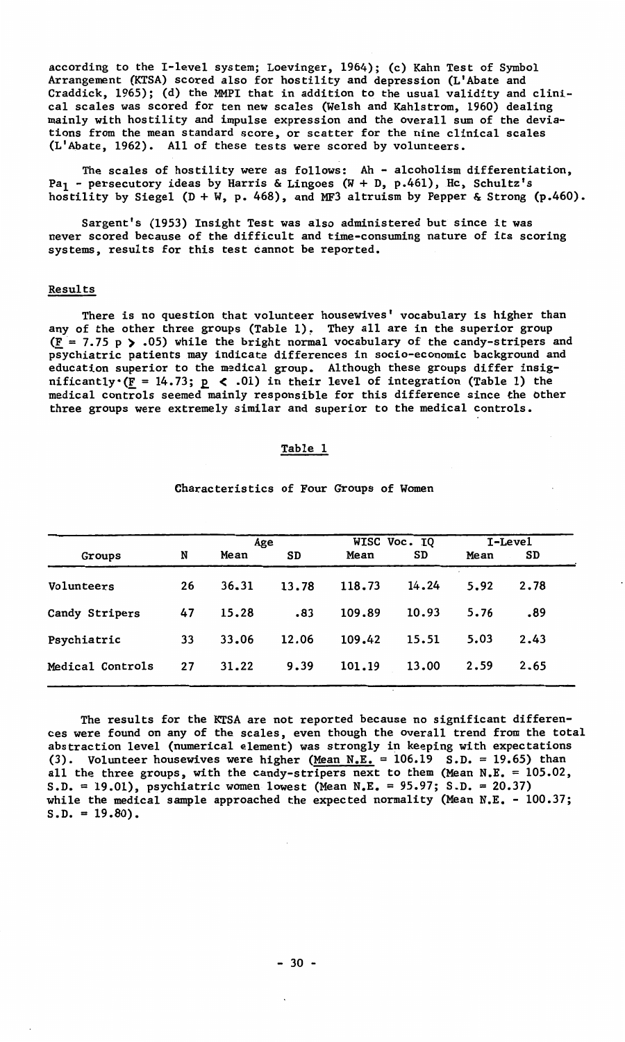according to the I-level system; Loevinger, 1964); (c) Kahn Test of Symbol Arrangement (KTSA) scored also for hostility and depression (L'Abate and Craddick, 1965); (d) the MMPI that in addition to the usual validity and clinical scales was scored for ten new scales (Welsh and Kahlstrom, 1960) dealing mainly with hostility and impulse expression and the overall sum of the deviations from the mean standard score, or scatter for the nine clinical scales (L'Abate, 1962). All of these tests were scored by volunteers.

The scales of hostility were as follows: Ah - alcoholism differentiation, $Pa_1$ - persecutory ideas by Harris & Lingoes (W + D, p.461), Hc, Schultz's hostility by Siegel (D + W, p. 468), and MF3 altruism by Pepper & Strong (p.460).

Sargent's (1953) Insight Test was also administered but since it was never scored because of the difficult and time-consuming nature of its scoring systems, results for this test cannot be reported.

## Results

There is no question that volunteer housewives' vocabulary is higher than any of the other three groups (Table 1). They all are in the superior group ($F = 7.75$ $p > .05$) while the bright normal vocabulary of the candy-stripers and psychiatric patients may indicate differences in socio-economic background and education superior to the medical group. Although these groups differ insignificantly ($F = 14.73$; $p < .01$) in their level of integration (Table 1) the medical controls seemed mainly responsible for this difference since the other three groups were extremely similar and superior to the medical controls.

Table 1

Characteristics of Four Groups of Women

| Groups | N | Age | | WISC Voc. IQ | | I-Level | |
|---|---|---|---|---|---|---|---|
| | | Mean | SD | Mean | SD | Mean | SD |
| Volunteers | 26 | 36.31 | 13.78 | 118.73 | 14.24 | 5.92 | 2.78 |
| Candy Stripers | 47 | 15.28 | .83 | 109.89 | 10.93 | 5.76 | .89 |
| Psychiatric | 33 | 33.06 | 12.06 | 109.42 | 15.51 | 5.03 | 2.43 |
| Medical Controls | 27 | 31.22 | 9.39 | 101.19 | 13.00 | 2.59 | 2.65 |

The results for the KTSA are not reported because no significant differences were found on any of the scales, even though the overall trend from the total abstraction level (numerical element) was strongly in keeping with expectations (3). Volunteer housewives were higher (Mean N.E. = 106.19 S.D. = 19.65) than all the three groups, with the candy-stripers next to them (Mean N.E. = 105.02, S.D. = 19.01), psychiatric women lowest (Mean N.E. = 95.97; S.D. = 20.37) while the medical sample approached the expected normality (Mean N.E. - 100.37; S.D. = 19.80).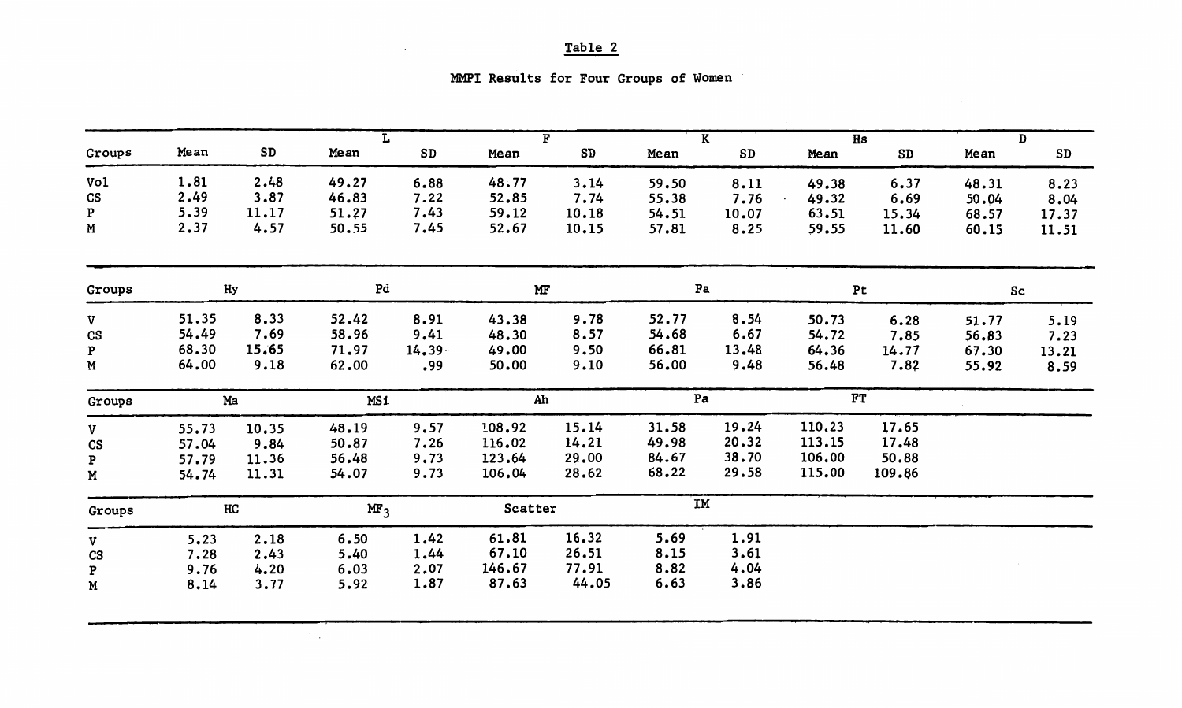Table 2

MMPI Results for Four Groups of Women

| Groups | Mean | SD | L Mean | L SD | F Mean | F SD | K Mean | K SD | Hs Mean | Hs SD | D Mean | D SD |
|---|---|---|---|---|---|---|---|---|---|---|---|---|
| Vol | 1.81 | 2.48 | 49.27 | 6.88 | 48.77 | 3.14 | 59.50 | 8.11 | 49.38 | 6.37 | 48.31 | 8.23 |
| CS | 2.49 | 3.87 | 46.83 | 7.22 | 52.85 | 7.74 | 55.38 | 7.76 | 49.32 | 6.69 | 50.04 | 8.04 |
| P | 5.39 | 11.17 | 51.27 | 7.43 | 59.12 | 10.18 | 54.51 | 10.07 | 63.51 | 15.34 | 68.57 | 17.37 |
| M | 2.37 | 4.57 | 50.55 | 7.45 | 52.67 | 10.15 | 57.81 | 8.25 | 59.55 | 11.60 | 60.15 | 11.51 |

| Groups | Hy | | Pd | | MF | | Pa | | Pt | | Sc | |
|---|---|---|---|---|---|---|---|---|---|---|---|---|
| V | 51.35 | 8.33 | 52.42 | 8.91 | 43.38 | 9.78 | 52.77 | 8.54 | 50.73 | 6.28 | 51.77 | 5.19 |
| CS | 54.49 | 7.69 | 58.96 | 9.41 | 48.30 | 8.57 | 54.68 | 6.67 | 54.72 | 7.85 | 56.83 | 7.23 |
| P | 68.30 | 15.65 | 71.97 | 14.39 | 49.00 | 9.50 | 66.81 | 13.48 | 64.36 | 14.77 | 67.30 | 13.21 |
| M | 64.00 | 9.18 | 62.00 | .99 | 50.00 | 9.10 | 56.00 | 9.48 | 56.48 | 7.82 | 55.92 | 8.59 |

| Groups | Ma | | MSi | | Ah | | Pa | | FT | |
|---|---|---|---|---|---|---|---|---|---|---|
| V | 55.73 | 10.35 | 48.19 | 9.57 | 108.92 | 15.14 | 31.58 | 19.24 | 110.23 | 17.65 |
| CS | 57.04 | 9.84 | 50.87 | 7.26 | 116.02 | 14.21 | 49.98 | 20.32 | 113.15 | 17.48 |
| P | 57.79 | 11.36 | 56.48 | 9.73 | 123.64 | 29.00 | 84.67 | 38.70 | 106.00 | 50.88 |
| M | 54.74 | 11.31 | 54.07 | 9.73 | 106.04 | 28.62 | 68.22 | 29.58 | 115.00 | 109.86 |

| Groups | HC | | $MF_3$ | | Scatter | | IM | |
|---|---|---|---|---|---|---|---|---|
| V | 5.23 | 2.18 | 6.50 | 1.42 | 61.81 | 16.32 | 5.69 | 1.91 |
| CS | 7.28 | 2.43 | 5.40 | 1.44 | 67.10 | 26.51 | 8.15 | 3.61 |
| P | 9.76 | 4.20 | 6.03 | 2.07 | 146.67 | 77.91 | 8.82 | 4.04 |
| M | 8.14 | 3.77 | 5.92 | 1.87 | 87.63 | 44.05 | 6.63 | 3.86 |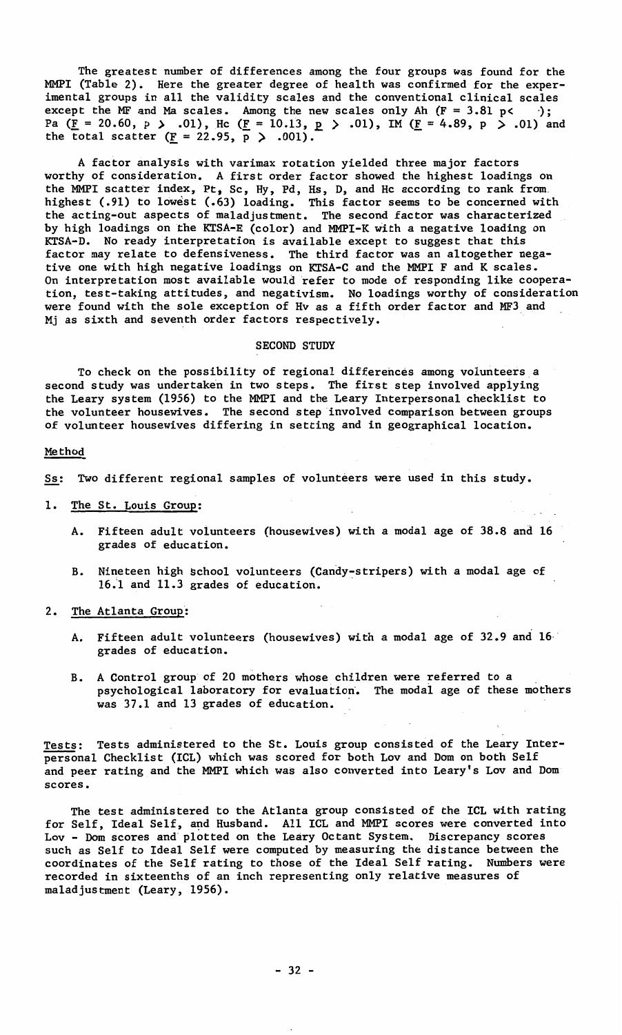The greatest number of differences among the four groups was found for the MMPI (Table 2). Here the greater degree of health was confirmed for the experimental groups in all the validity scales and the conventional clinical scales except the MF and Ma scales. Among the new scales only Ah ($F = 3.81$ $p <$ ); Pa ($F = 20.60$, $p > .01$), Hc ($F = 10.13$, $p > .01$), IM ($F = 4.89$, $p > .01$) and the total scatter ($F = 22.95$, $p > .001$).

A factor analysis with varimax rotation yielded three major factors worthy of consideration. A first order factor showed the highest loadings on the MMPI scatter index, Pt, Sc, Hy, Pd, Hs, D, and Hc according to rank from highest (.91) to lowest (.63) loading. This factor seems to be concerned with the acting-out aspects of maladjustment. The second factor was characterized by high loadings on the KTSA-E (color) and MMPI-K with a negative loading on KTSA-D. No ready interpretation is available except to suggest that this factor may relate to defensiveness. The third factor was an altogether negative one with high negative loadings on KTSA-C and the MMPI F and K scales. On interpretation most available would refer to mode of responding like cooperation, test-taking attitudes, and negativism. No loadings worthy of consideration were found with the sole exception of Hv as a fifth order factor and MF3 and Mj as sixth and seventh order factors respectively.

## SECOND STUDY

To check on the possibility of regional differences among volunteers a second study was undertaken in two steps. The first step involved applying the Leary system (1956) to the MMPI and the Leary Interpersonal checklist to the volunteer housewives. The second step involved comparison between groups of volunteer housewives differing in setting and in geographical location.

### Method

Ss: Two different regional samples of volunteers were used in this study.

1. The St. Louis Group:

   A. Fifteen adult volunteers (housewives) with a modal age of 38.8 and 16 grades of education.

   B. Nineteen high school volunteers (Candy-stripers) with a modal age of 16.1 and 11.3 grades of education.

2. The Atlanta Group:

   A. Fifteen adult volunteers (housewives) with a modal age of 32.9 and 16 grades of education.

   B. A Control group of 20 mothers whose children were referred to a psychological laboratory for evaluation. The modal age of these mothers was 37.1 and 13 grades of education.

Tests: Tests administered to the St. Louis group consisted of the Leary Interpersonal Checklist (ICL) which was scored for both Lov and Dom on both Self and peer rating and the MMPI which was also converted into Leary's Lov and Dom scores.

The test administered to the Atlanta group consisted of the ICL with rating for Self, Ideal Self, and Husband. All ICL and MMPI scores were converted into Lov - Dom scores and plotted on the Leary Octant System. Discrepancy scores such as Self to Ideal Self were computed by measuring the distance between the coordinates of the Self rating to those of the Ideal Self rating. Numbers were recorded in sixteenths of an inch representing only relative measures of maladjustment (Leary, 1956).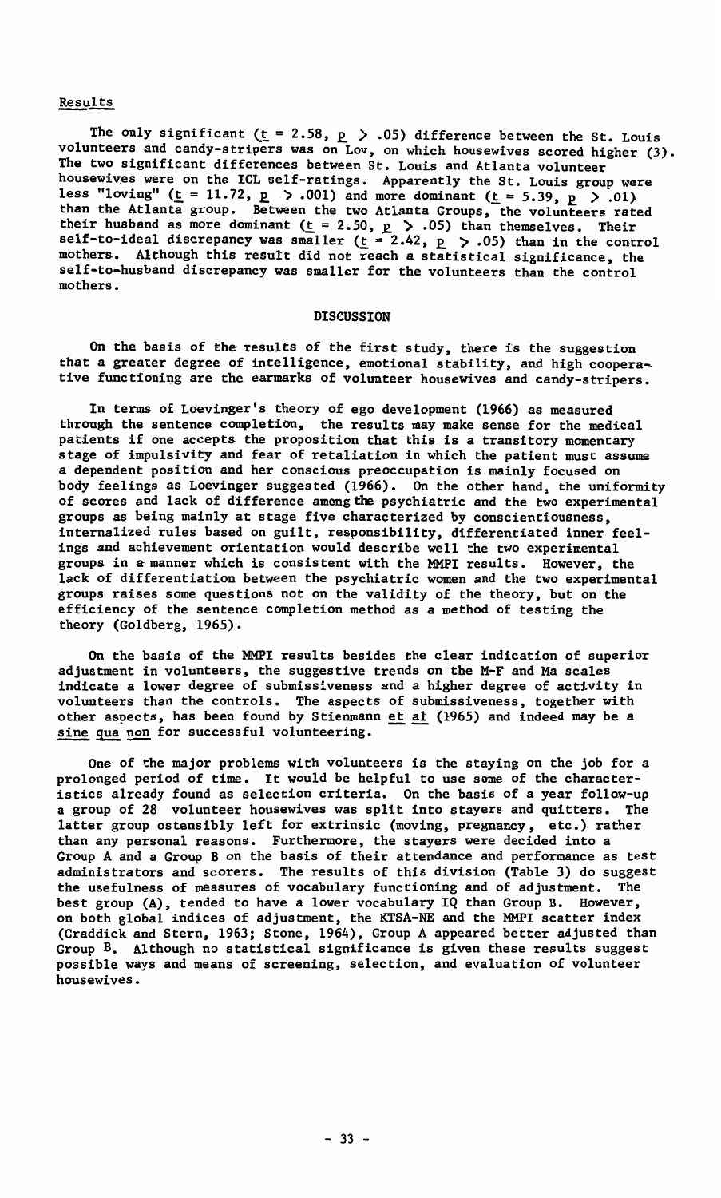### Results

The only significant ($t = 2.58$, $p > .05$) difference between the St. Louis volunteers and candy-stripers was on Lov, on which housewives scored higher (3). The two significant differences between St. Louis and Atlanta volunteer housewives were on the ICL self-ratings. Apparently the St. Louis group were less "loving" ($t = 11.72$, $p > .001$) and more dominant ($t = 5.39$, $p > .01$) than the Atlanta group. Between the two Atlanta Groups, the volunteers rated their husband as more dominant ($t = 2.50$, $p > .05$) than themselves. Their self-to-ideal discrepancy was smaller ($t = 2.42$, $p > .05$) than in the control mothers. Although this result did not reach a statistical significance, the self-to-husband discrepancy was smaller for the volunteers than the control mothers.

## DISCUSSION

On the basis of the results of the first study, there is the suggestion that a greater degree of intelligence, emotional stability, and high cooperative functioning are the earmarks of volunteer housewives and candy-stripers.

In terms of Loevinger's theory of ego development (1966) as measured through the sentence completion, the results may make sense for the medical patients if one accepts the proposition that this is a transitory momentary stage of impulsivity and fear of retaliation in which the patient must assume a dependent position and her conscious preoccupation is mainly focused on body feelings as Loevinger suggested (1966). On the other hand, the uniformity of scores and lack of difference among the psychiatric and the two experimental groups as being mainly at stage five characterized by conscientiousness, internalized rules based on guilt, responsibility, differentiated inner feelings and achievement orientation would describe well the two experimental groups in a manner which is consistent with the MMPI results. However, the lack of differentiation between the psychiatric women and the two experimental groups raises some questions not on the validity of the theory, but on the efficiency of the sentence completion method as a method of testing the theory (Goldberg, 1965).

On the basis of the MMPI results besides the clear indication of superior adjustment in volunteers, the suggestive trends on the M-F and Ma scales indicate a lower degree of submissiveness and a higher degree of activity in volunteers than the controls. The aspects of submissiveness, together with other aspects, has been found by Stienmann *et al* (1965) and indeed may be a *sine qua non* for successful volunteering.

One of the major problems with volunteers is the staying on the job for a prolonged period of time. It would be helpful to use some of the characteristics already found as selection criteria. On the basis of a year follow-up a group of 28 volunteer housewives was split into stayers and quitters. The latter group ostensibly left for extrinsic (moving, pregnancy, etc.) rather than any personal reasons. Furthermore, the stayers were decided into a Group A and a Group B on the basis of their attendance and performance as test administrators and scorers. The results of this division (Table 3) do suggest the usefulness of measures of vocabulary functioning and of adjustment. The best group (A), tended to have a lower vocabulary IQ than Group B. However, on both global indices of adjustment, the KTSA-NE and the MMPI scatter index (Craddick and Stern, 1963; Stone, 1964), Group A appeared better adjusted than Group B. Although no statistical significance is given these results suggest possible ways and means of screening, selection, and evaluation of volunteer housewives.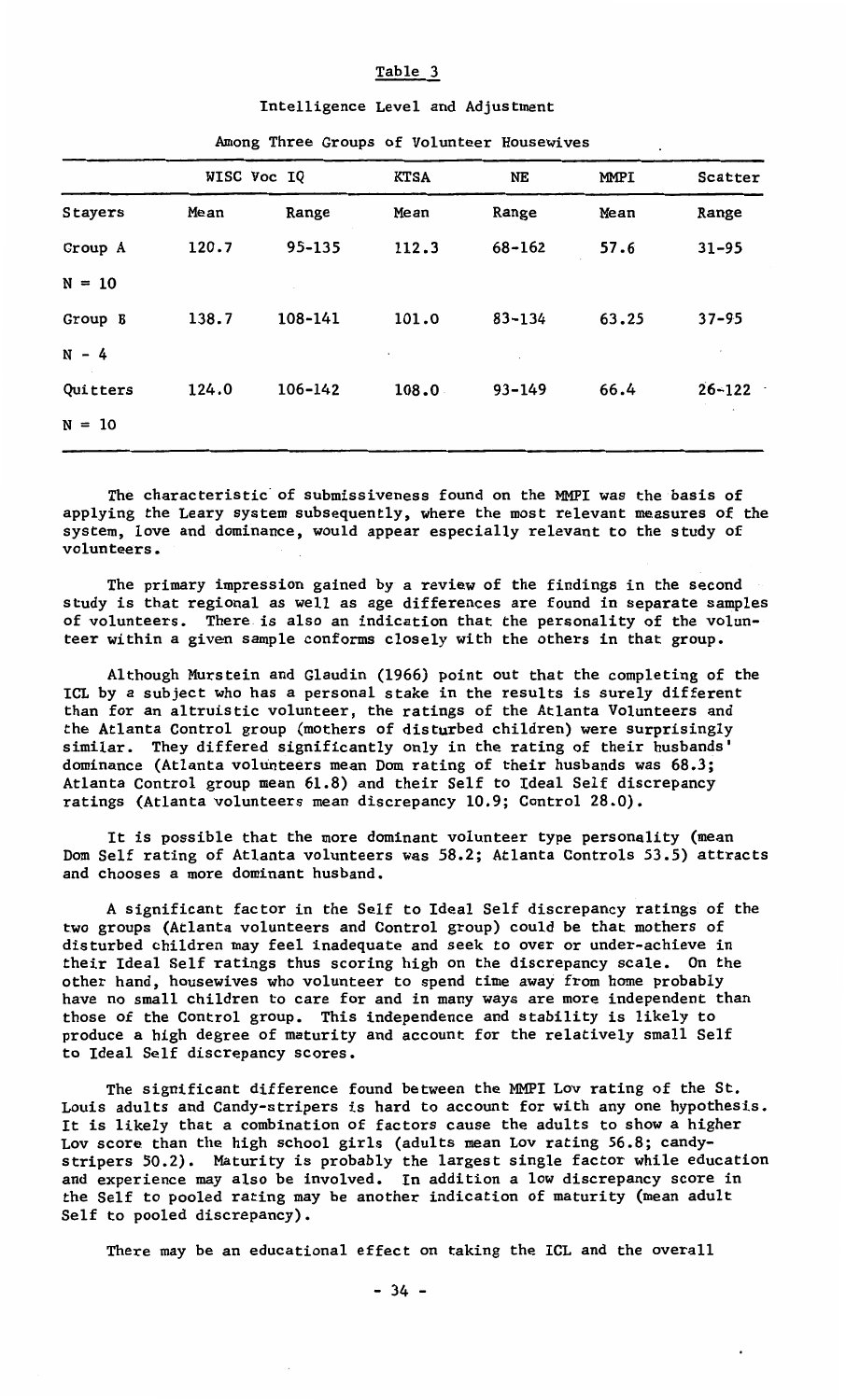Table 3

Intelligence Level and Adjustment

Among Three Groups of Volunteer Housewives

| | WISC Voc IQ | | KTSA | NE | MMPI | Scatter |
|---|---|---|---|---|---|---|
| Stayers | Mean | Range | Mean | Range | Mean | Range |
| Group A | 120.7 | 95-135 | 112.3 | 68-162 | 57.6 | 31-95 |
| N = 10 | | | | | | |
| Group B | 138.7 | 108-141 | 101.0 | 83-134 | 63.25 | 37-95 |
| N - 4 | | | | | | |
| Quitters | 124.0 | 106-142 | 108.0 | 93-149 | 66.4 | 26-122 |
| N = 10 | | | | | | |

The characteristic of submissiveness found on the MMPI was the basis of applying the Leary system subsequently, where the most relevant measures of the system, love and dominance, would appear especially relevant to the study of volunteers.

The primary impression gained by a review of the findings in the second study is that regional as well as age differences are found in separate samples of volunteers. There is also an indication that the personality of the volunteer within a given sample conforms closely with the others in that group.

Although Murstein and Glaudin (1966) point out that the completing of the ICL by a subject who has a personal stake in the results is surely different than for an altruistic volunteer, the ratings of the Atlanta Volunteers and the Atlanta Control group (mothers of disturbed children) were surprisingly similar. They differed significantly only in the rating of their husbands' dominance (Atlanta volunteers mean Dom rating of their husbands was 68.3; Atlanta Control group mean 61.8) and their Self to Ideal Self discrepancy ratings (Atlanta volunteers mean discrepancy 10.9; Control 28.0).

It is possible that the more dominant volunteer type personality (mean Dom Self rating of Atlanta volunteers was 58.2; Atlanta Controls 53.5) attracts and chooses a more dominant husband.

A significant factor in the Self to Ideal Self discrepancy ratings of the two groups (Atlanta volunteers and Control group) could be that mothers of disturbed children may feel inadequate and seek to over or under-achieve in their Ideal Self ratings thus scoring high on the discrepancy scale. On the other hand, housewives who volunteer to spend time away from home probably have no small children to care for and in many ways are more independent than those of the Control group. This independence and stability is likely to produce a high degree of maturity and account for the relatively small Self to Ideal Self discrepancy scores.

The significant difference found between the MMPI Lov rating of the St. Louis adults and Candy-stripers is hard to account for with any one hypothesis. It is likely that a combination of factors cause the adults to show a higher Lov score than the high school girls (adults mean Lov rating 56.8; candy-stripers 50.2). Maturity is probably the largest single factor while education and experience may also be involved. In addition a low discrepancy score in the Self to pooled rating may be another indication of maturity (mean adult Self to pooled discrepancy).

There may be an educational effect on taking the ICL and the overall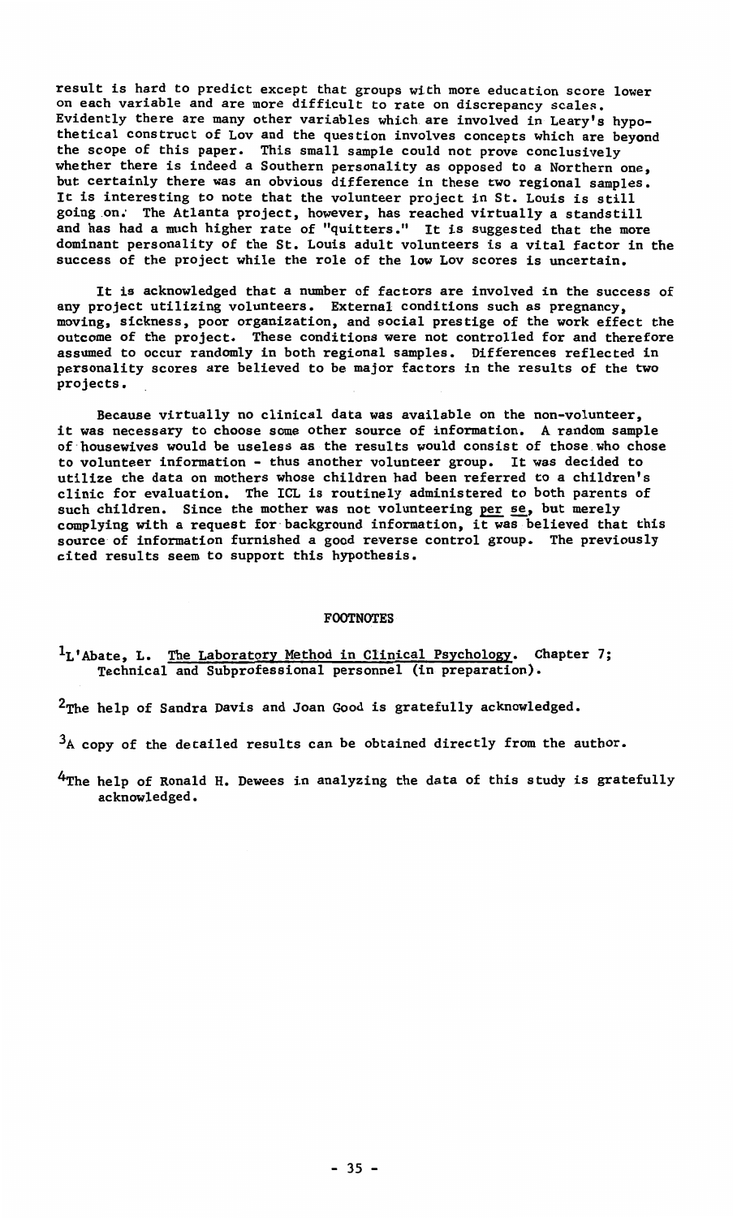result is hard to predict except that groups with more education score lower on each variable and are more difficult to rate on discrepancy scales. Evidently there are many other variables which are involved in Leary's hypothetical construct of Lov and the question involves concepts which are beyond the scope of this paper. This small sample could not prove conclusively whether there is indeed a Southern personality as opposed to a Northern one, but certainly there was an obvious difference in these two regional samples. It is interesting to note that the volunteer project in St. Louis is still going on. The Atlanta project, however, has reached virtually a standstill and has had a much higher rate of "quitters." It is suggested that the more dominant personality of the St. Louis adult volunteers is a vital factor in the success of the project while the role of the low Lov scores is uncertain.

It is acknowledged that a number of factors are involved in the success of any project utilizing volunteers. External conditions such as pregnancy, moving, sickness, poor organization, and social prestige of the work effect the outcome of the project. These conditions were not controlled for and therefore assumed to occur randomly in both regional samples. Differences reflected in personality scores are believed to be major factors in the results of the two projects.

Because virtually no clinical data was available on the non-volunteer, it was necessary to choose some other source of information. A random sample of housewives would be useless as the results would consist of those who chose to volunteer information - thus another volunteer group. It was decided to utilize the data on mothers whose children had been referred to a children's clinic for evaluation. The ICL is routinely administered to both parents of such children. Since the mother was not volunteering *per se*, but merely complying with a request for background information, it was believed that this source of information furnished a good reverse control group. The previously cited results seem to support this hypothesis.

## FOOTNOTES

[1] L'Abate, L. *The Laboratory Method in Clinical Psychology*. Chapter 7; Technical and Subprofessional personnel (in preparation).

[2] The help of Sandra Davis and Joan Good is gratefully acknowledged.

[3] A copy of the detailed results can be obtained directly from the author.

[4] The help of Ronald H. Dewees in analyzing the data of this study is gratefully acknowledged.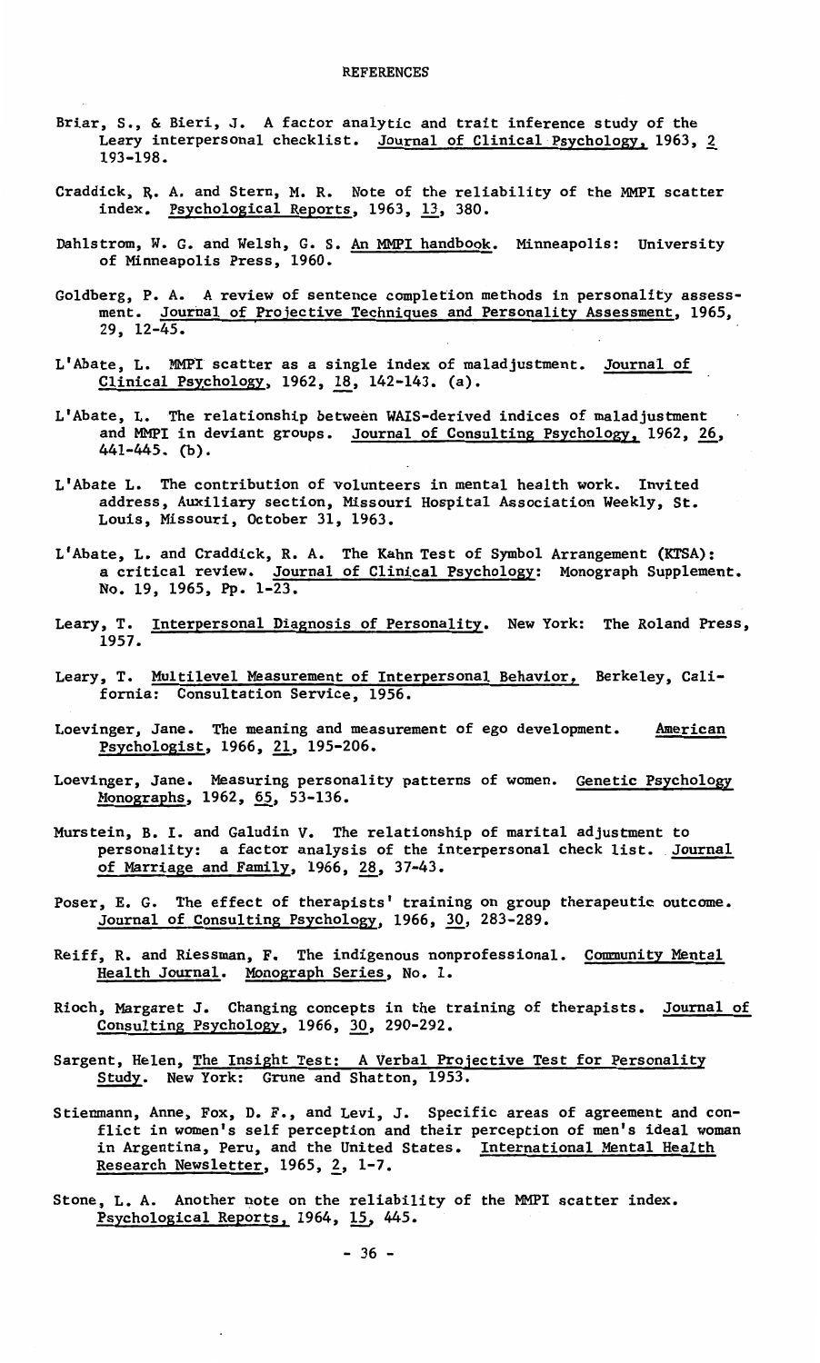# REFERENCES

Briar, S., & Bieri, J. A factor analytic and trait inference study of the Leary interpersonal checklist. Journal of Clinical Psychology, 1963, 2 193-198.

Craddick, R. A. and Stern, M. R. Note of the reliability of the MMPI scatter index. Psychological Reports, 1963, 13, 380.

Dahlstrom, W. G. and Welsh, G. S. An MMPI handbook. Minneapolis: University of Minneapolis Press, 1960.

Goldberg, P. A. A review of sentence completion methods in personality assessment. Journal of Projective Techniques and Personality Assessment, 1965, 29, 12-45.

L'Abate, L. MMPI scatter as a single index of maladjustment. Journal of Clinical Psychology, 1962, 18, 142-143. (a).

L'Abate, L. The relationship between WAIS-derived indices of maladjustment and MMPI in deviant groups. Journal of Consulting Psychology, 1962, 26, 441-445. (b).

L'Abate L. The contribution of volunteers in mental health work. Invited address, Auxiliary section, Missouri Hospital Association Weekly, St. Louis, Missouri, October 31, 1963.

L'Abate, L. and Craddick, R. A. The Kahn Test of Symbol Arrangement (KTSA): a critical review. Journal of Clinical Psychology: Monograph Supplement. No. 19, 1965, Pp. 1-23.

Leary, T. Interpersonal Diagnosis of Personality. New York: The Roland Press, 1957.

Leary, T. Multilevel Measurement of Interpersonal Behavior, Berkeley, California: Consultation Service, 1956.

Loevinger, Jane. The meaning and measurement of ego development. American Psychologist, 1966, 21, 195-206.

Loevinger, Jane. Measuring personality patterns of women. Genetic Psychology Monographs, 1962, 65, 53-136.

Murstein, B. I. and Galudin V. The relationship of marital adjustment to personality: a factor analysis of the interpersonal check list. Journal of Marriage and Family, 1966, 28, 37-43.

Poser, E. G. The effect of therapists' training on group therapeutic outcome. Journal of Consulting Psychology, 1966, 30, 283-289.

Reiff, R. and Riessman, F. The indigenous nonprofessional. Community Mental Health Journal. Monograph Series, No. 1.

Rioch, Margaret J. Changing concepts in the training of therapists. Journal of Consulting Psychology, 1966, 30, 290-292.

Sargent, Helen, The Insight Test: A Verbal Projective Test for Personality Study. New York: Grune and Shatton, 1953.

Stienmann, Anne, Fox, D. F., and Levi, J. Specific areas of agreement and conflict in women's self perception and their perception of men's ideal woman in Argentina, Peru, and the United States. International Mental Health Research Newsletter, 1965, 2, 1-7.

Stone, L. A. Another note on the reliability of the MMPI scatter index. Psychological Reports, 1964, 15, 445.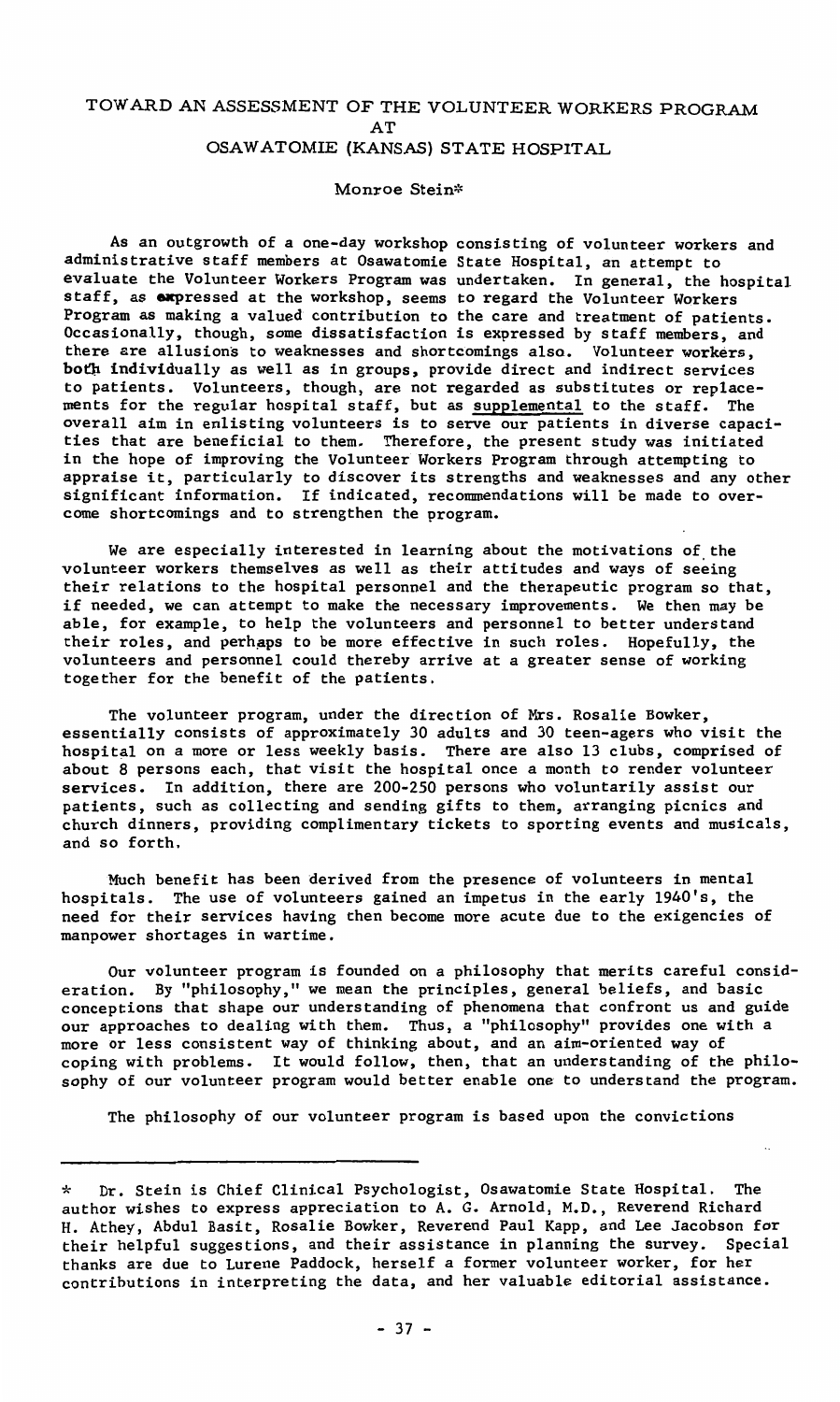# TOWARD AN ASSESSMENT OF THE VOLUNTEER WORKERS PROGRAM AT OSAWATOMIE (KANSAS) STATE HOSPITAL

Monroe Stein*

As an outgrowth of a one-day workshop consisting of volunteer workers and administrative staff members at Osawatomie State Hospital, an attempt to evaluate the Volunteer Workers Program was undertaken. In general, the hospital staff, as expressed at the workshop, seems to regard the Volunteer Workers Program as making a valued contribution to the care and treatment of patients. Occasionally, though, some dissatisfaction is expressed by staff members, and there are allusions to weaknesses and shortcomings also. Volunteer workers, both individually as well as in groups, provide direct and indirect services to patients. Volunteers, though, are not regarded as substitutes or replacements for the regular hospital staff, but as <u>supplemental</u> to the staff. The overall aim in enlisting volunteers is to serve our patients in diverse capacities that are beneficial to them. Therefore, the present study was initiated in the hope of improving the Volunteer Workers Program through attempting to appraise it, particularly to discover its strengths and weaknesses and any other significant information. If indicated, recommendations will be made to overcome shortcomings and to strengthen the program.

We are especially interested in learning about the motivations of the volunteer workers themselves as well as their attitudes and ways of seeing their relations to the hospital personnel and the therapeutic program so that, if needed, we can attempt to make the necessary improvements. We then may be able, for example, to help the volunteers and personnel to better understand their roles, and perhaps to be more effective in such roles. Hopefully, the volunteers and personnel could thereby arrive at a greater sense of working together for the benefit of the patients.

The volunteer program, under the direction of Mrs. Rosalie Bowker, essentially consists of approximately 30 adults and 30 teen-agers who visit the hospital on a more or less weekly basis. There are also 13 clubs, comprised of about 8 persons each, that visit the hospital once a month to render volunteer services. In addition, there are 200-250 persons who voluntarily assist our patients, such as collecting and sending gifts to them, arranging picnics and church dinners, providing complimentary tickets to sporting events and musicals, and so forth.

Much benefit has been derived from the presence of volunteers in mental hospitals. The use of volunteers gained an impetus in the early 1940's, the need for their services having then become more acute due to the exigencies of manpower shortages in wartime.

Our volunteer program is founded on a philosophy that merits careful consideration. By "philosophy," we mean the principles, general beliefs, and basic conceptions that shape our understanding of phenomena that confront us and guide our approaches to dealing with them. Thus, a "philosophy" provides one with a more or less consistent way of thinking about, and an aim-oriented way of coping with problems. It would follow, then, that an understanding of the philosophy of our volunteer program would better enable one to understand the program.

The philosophy of our volunteer program is based upon the convictions

---

* Dr. Stein is Chief Clinical Psychologist, Osawatomie State Hospital. The author wishes to express appreciation to A. G. Arnold, M.D., Reverend Richard H. Athey, Abdul Basit, Rosalie Bowker, Reverend Paul Kapp, and Lee Jacobson for their helpful suggestions, and their assistance in planning the survey. Special thanks are due to Lurene Paddock, herself a former volunteer worker, for her contributions in interpreting the data, and her valuable editorial assistance.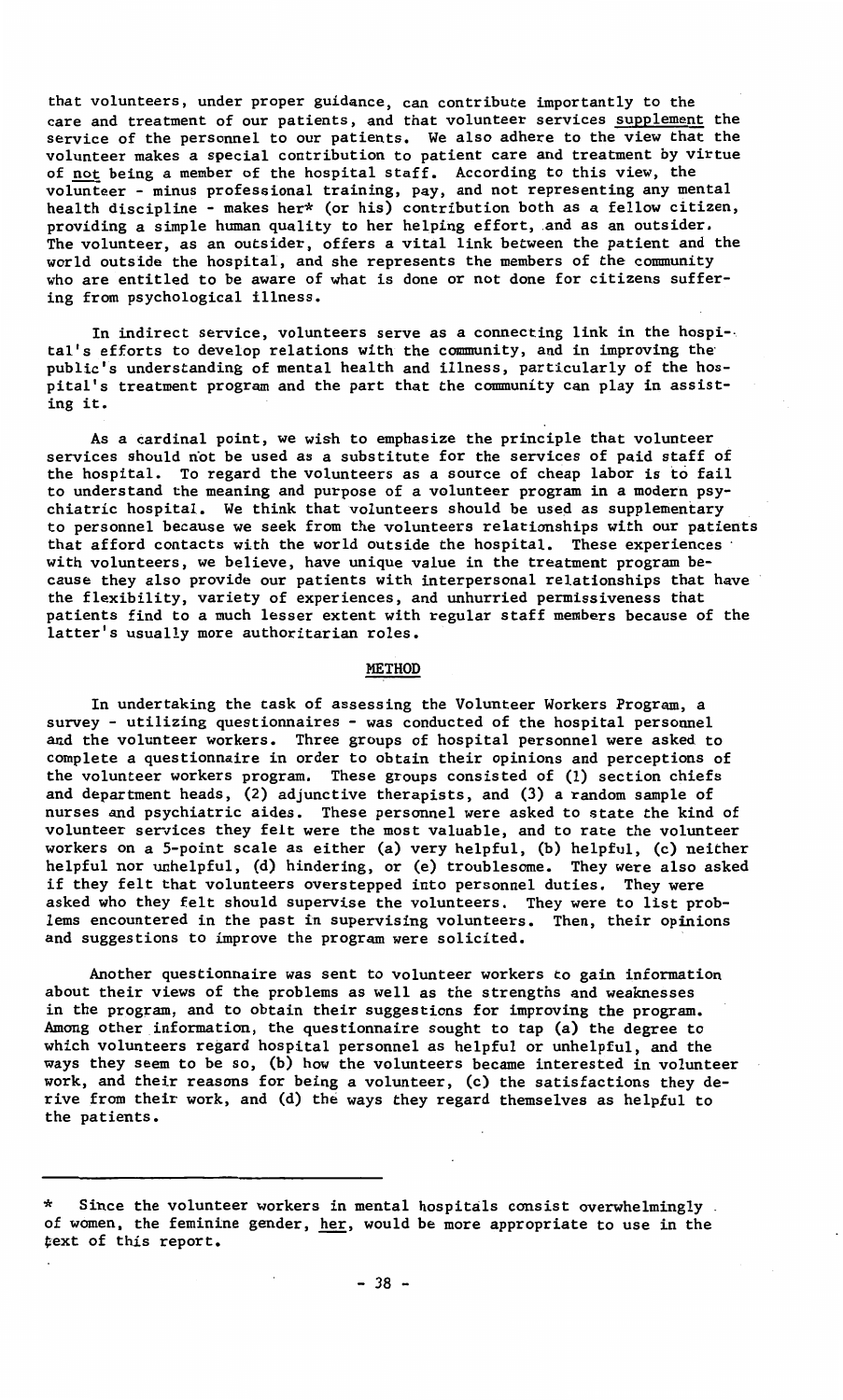that volunteers, under proper guidance, can contribute importantly to the care and treatment of our patients, and that volunteer services _supplement_ the service of the personnel to our patients. We also adhere to the view that the volunteer makes a special contribution to patient care and treatment by virtue of _not_ being a member of the hospital staff. According to this view, the volunteer - minus professional training, pay, and not representing any mental health discipline - makes her* (or his) contribution both as a fellow citizen, providing a simple human quality to her helping effort, and as an outsider. The volunteer, as an outsider, offers a vital link between the patient and the world outside the hospital, and she represents the members of the community who are entitled to be aware of what is done or not done for citizens suffering from psychological illness.

In indirect service, volunteers serve as a connecting link in the hospital's efforts to develop relations with the community, and in improving the public's understanding of mental health and illness, particularly of the hospital's treatment program and the part that the community can play in assisting it.

As a cardinal point, we wish to emphasize the principle that volunteer services should not be used as a substitute for the services of paid staff of the hospital. To regard the volunteers as a source of cheap labor is to fail to understand the meaning and purpose of a volunteer program in a modern psychiatric hospital. We think that volunteers should be used as supplementary to personnel because we seek from the volunteers relationships with our patients that afford contacts with the world outside the hospital. These experiences with volunteers, we believe, have unique value in the treatment program because they also provide our patients with interpersonal relationships that have the flexibility, variety of experiences, and unhurried permissiveness that patients find to a much lesser extent with regular staff members because of the latter's usually more authoritarian roles.

## METHOD

In undertaking the task of assessing the Volunteer Workers Program, a survey - utilizing questionnaires - was conducted of the hospital personnel and the volunteer workers. Three groups of hospital personnel were asked to complete a questionnaire in order to obtain their opinions and perceptions of the volunteer workers program. These groups consisted of (1) section chiefs and department heads, (2) adjunctive therapists, and (3) a random sample of nurses and psychiatric aides. These personnel were asked to state the kind of volunteer services they felt were the most valuable, and to rate the volunteer workers on a 5-point scale as either (a) very helpful, (b) helpful, (c) neither helpful nor unhelpful, (d) hindering, or (e) troublesome. They were also asked if they felt that volunteers overstepped into personnel duties. They were asked who they felt should supervise the volunteers. They were to list problems encountered in the past in supervising volunteers. Then, their opinions and suggestions to improve the program were solicited.

Another questionnaire was sent to volunteer workers to gain information about their views of the problems as well as the strengths and weaknesses in the program, and to obtain their suggestions for improving the program. Among other information, the questionnaire sought to tap (a) the degree to which volunteers regard hospital personnel as helpful or unhelpful, and the ways they seem to be so, (b) how the volunteers became interested in volunteer work, and their reasons for being a volunteer, (c) the satisfactions they derive from their work, and (d) the ways they regard themselves as helpful to the patients.

---

* Since the volunteer workers in mental hospitals consist overwhelmingly of women, the feminine gender, _her_, would be more appropriate to use in the text of this report.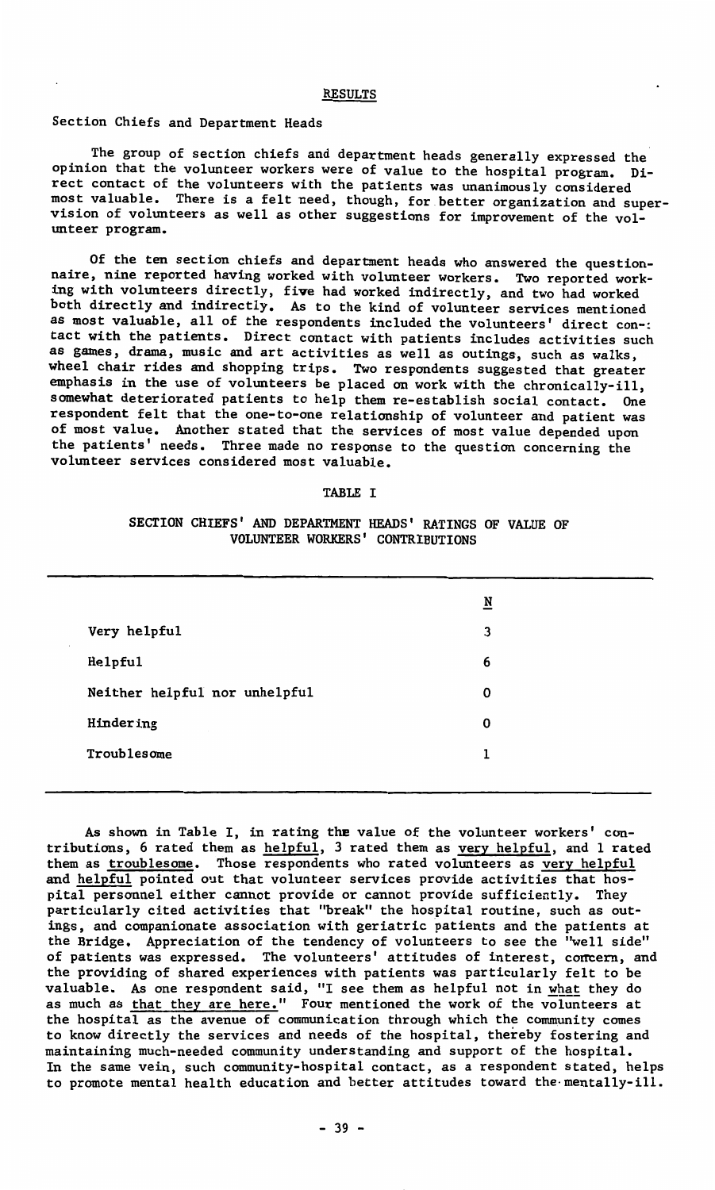## RESULTS

### Section Chiefs and Department Heads

The group of section chiefs and department heads generally expressed the opinion that the volunteer workers were of value to the hospital program. Direct contact of the volunteers with the patients was unanimously considered most valuable. There is a felt need, though, for better organization and supervision of volunteers as well as other suggestions for improvement of the volunteer program.

Of the ten section chiefs and department heads who answered the questionnaire, nine reported having worked with volunteer workers. Two reported working with volunteers directly, five had worked indirectly, and two had worked both directly and indirectly. As to the kind of volunteer services mentioned as most valuable, all of the respondents included the volunteers' direct contact with the patients. Direct contact with patients includes activities such as games, drama, music and art activities as well as outings, such as walks, wheel chair rides and shopping trips. Two respondents suggested that greater emphasis in the use of volunteers be placed on work with the chronically-ill, somewhat deteriorated patients to help them re-establish social contact. One respondent felt that the one-to-one relationship of volunteer and patient was of most value. Another stated that the services of most value depended upon the patients' needs. Three made no response to the question concerning the volunteer services considered most valuable.

TABLE I

SECTION CHIEFS' AND DEPARTMENT HEADS' RATINGS OF VALUE OF VOLUNTEER WORKERS' CONTRIBUTIONS

| | N |
|---|---|
| Very helpful | 3 |
| Helpful | 6 |
| Neither helpful nor unhelpful | 0 |
| Hindering | 0 |
| Troublesome | 1 |

As shown in Table I, in rating the value of the volunteer workers' contributions, 6 rated them as helpful, 3 rated them as very helpful, and 1 rated them as troublesome. Those respondents who rated volunteers as very helpful and helpful pointed out that volunteer services provide activities that hospital personnel either cannot provide or cannot provide sufficiently. They particularly cited activities that "break" the hospital routine, such as outings, and companionate association with geriatric patients and the patients at the Bridge. Appreciation of the tendency of volunteers to see the "well side" of patients was expressed. The volunteers' attitudes of interest, concern, and the providing of shared experiences with patients was particularly felt to be valuable. As one respondent said, "I see them as helpful not in what they do as much as that they are here." Four mentioned the work of the volunteers at the hospital as the avenue of communication through which the community comes to know directly the services and needs of the hospital, thereby fostering and maintaining much-needed community understanding and support of the hospital. In the same vein, such community-hospital contact, as a respondent stated, helps to promote mental health education and better attitudes toward the mentally-ill.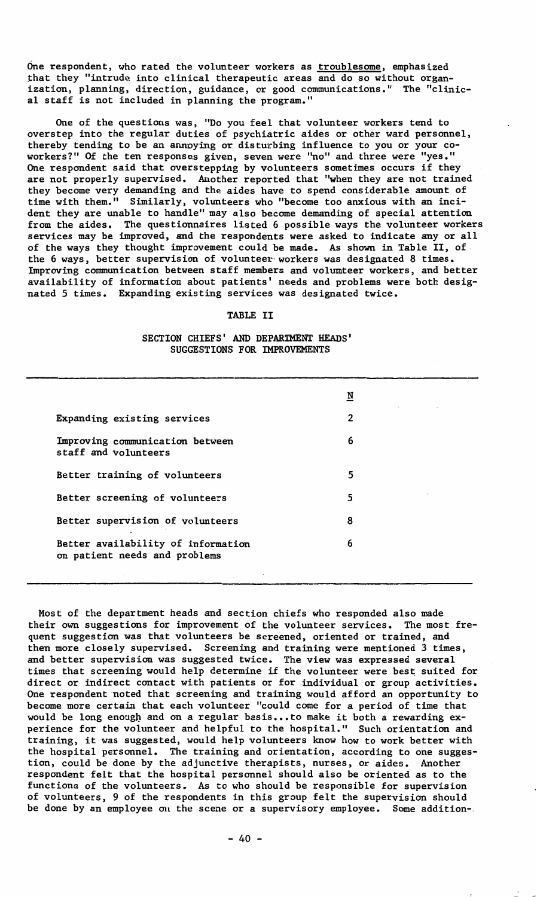One respondent, who rated the volunteer workers as _troublesome_, emphasized that they "intrude into clinical therapeutic areas and do so without organization, planning, direction, guidance, or good communications." The "clinical staff is not included in planning the program."

One of the questions was, "Do you feel that volunteer workers tend to overstep into the regular duties of psychiatric aides or other ward personnel, thereby tending to be an annoying or disturbing influence to you or your coworkers?" Of the ten responses given, seven were "no" and three were "yes." One respondent said that overstepping by volunteers sometimes occurs if they are not properly supervised. Another reported that "when they are not trained they become very demanding and the aides have to spend considerable amount of time with them." Similarly, volunteers who "become too anxious with an incident they are unable to handle" may also become demanding of special attention from the aides. The questionnaires listed 6 possible ways the volunteer workers services may be improved, and the respondents were asked to indicate any or all of the ways they thought improvement could be made. As shown in Table II, of the 6 ways, better supervision of volunteer workers was designated 8 times. Improving communication between staff members and volunteer workers, and better availability of information about patients' needs and problems were both designated 5 times. Expanding existing services was designated twice.

TABLE II

SECTION CHIEFS' AND DEPARTMENT HEADS' SUGGESTIONS FOR IMPROVEMENTS

| | N |
|---|---|
| Expanding existing services | 2 |
| Improving communication between staff and volunteers | 6 |
| Better training of volunteers | 5 |
| Better screening of volunteers | 5 |
| Better supervision of volunteers | 8 |
| Better availability of information on patient needs and problems | 6 |

Most of the department heads and section chiefs who responded also made their own suggestions for improvement of the volunteer services. The most frequent suggestion was that volunteers be screened, oriented or trained, and then more closely supervised. Screening and training were mentioned 3 times, and better supervision was suggested twice. The view was expressed several times that screening would help determine if the volunteer were best suited for direct or indirect contact with patients or for individual or group activities. One respondent noted that screening and training would afford an opportunity to become more certain that each volunteer "could come for a period of time that would be long enough and on a regular basis...to make it both a rewarding experience for the volunteer and helpful to the hospital." Such orientation and training, it was suggested, would help volunteers know how to work better with the hospital personnel. The training and orientation, according to one suggestion, could be done by the adjunctive therapists, nurses, or aides. Another respondent felt that the hospital personnel should also be oriented as to the functions of the volunteers. As to who should be responsible for supervision of volunteers, 9 of the respondents in this group felt the supervision should be done by an employee on the scene or a supervisory employee. Some addition-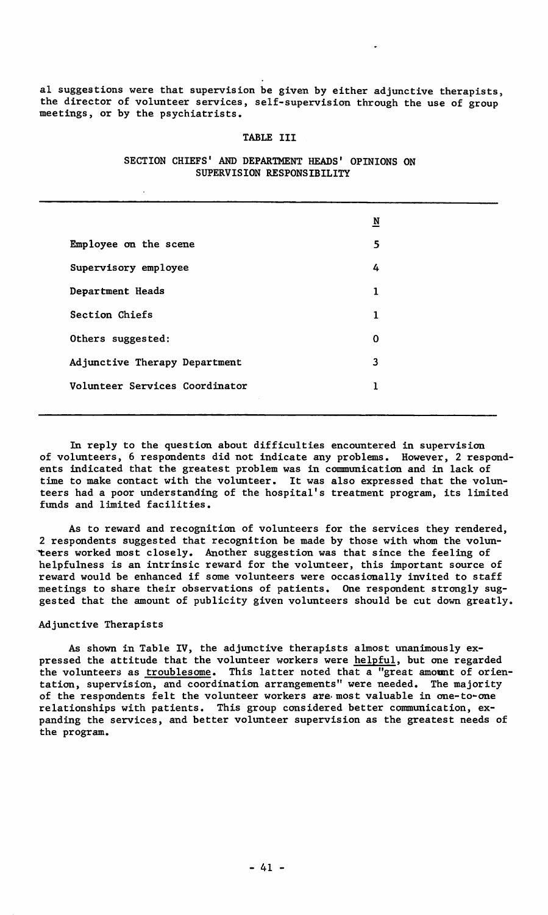al suggestions were that supervision be given by either adjunctive therapists, the director of volunteer services, self-supervision through the use of group meetings, or by the psychiatrists.

TABLE III

SECTION CHIEFS' AND DEPARTMENT HEADS' OPINIONS ON SUPERVISION RESPONSIBILITY

| | N |
|---|---|
| Employee on the scene | 5 |
| Supervisory employee | 4 |
| Department Heads | 1 |
| Section Chiefs | 1 |
| Others suggested: | 0 |
| Adjunctive Therapy Department | 3 |
| Volunteer Services Coordinator | 1 |

In reply to the question about difficulties encountered in supervision of volunteers, 6 respondents did not indicate any problems. However, 2 respondents indicated that the greatest problem was in communication and in lack of time to make contact with the volunteer. It was also expressed that the volunteers had a poor understanding of the hospital's treatment program, its limited funds and limited facilities.

As to reward and recognition of volunteers for the services they rendered, 2 respondents suggested that recognition be made by those with whom the volunteers worked most closely. Another suggestion was that since the feeling of helpfulness is an intrinsic reward for the volunteer, this important source of reward would be enhanced if some volunteers were occasionally invited to staff meetings to share their observations of patients. One respondent strongly suggested that the amount of publicity given volunteers should be cut down greatly.

Adjunctive Therapists

As shown in Table IV, the adjunctive therapists almost unanimously expressed the attitude that the volunteer workers were helpful, but one regarded the volunteers as troublesome. This latter noted that a "great amount of orientation, supervision, and coordination arrangements" were needed. The majority of the respondents felt the volunteer workers are most valuable in one-to-one relationships with patients. This group considered better communication, expanding the services, and better volunteer supervision as the greatest needs of the program.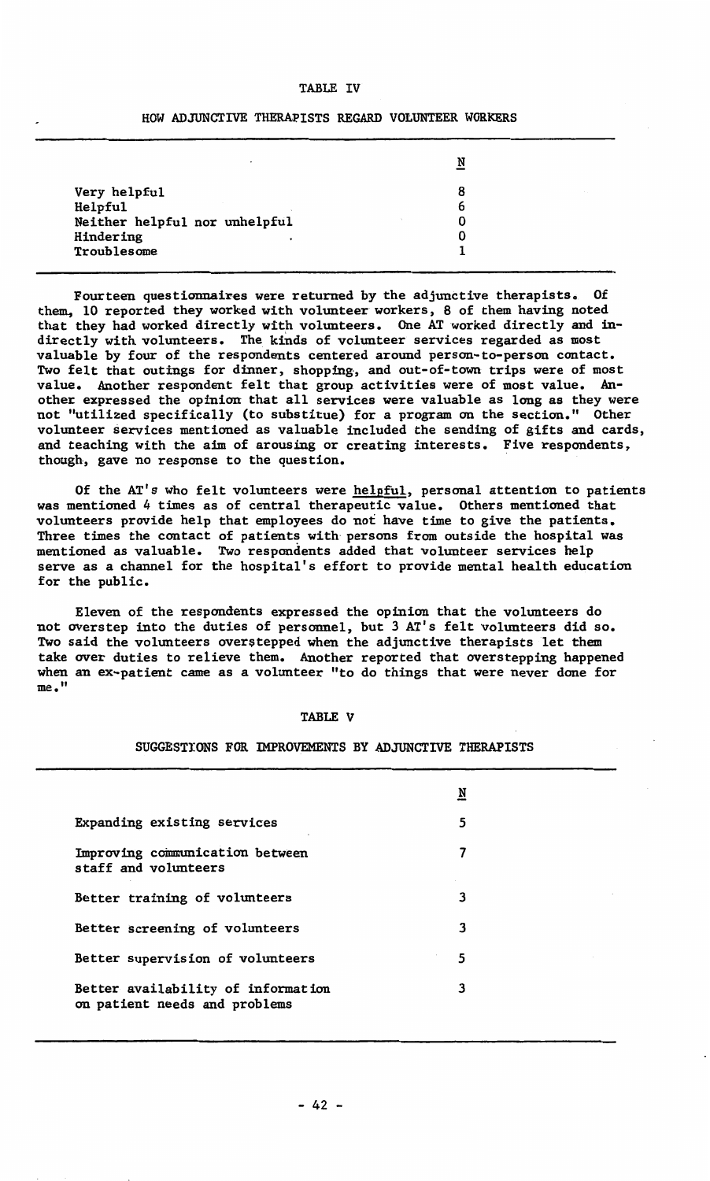TABLE IV

HOW ADJUNCTIVE THERAPISTS REGARD VOLUNTEER WORKERS

| | N |
|---|---|
| Very helpful | 8 |
| Helpful | 6 |
| Neither helpful nor unhelpful | 0 |
| Hindering | 0 |
| Troublesome | 1 |

Fourteen questionnaires were returned by the adjunctive therapists. Of them, 10 reported they worked with volunteer workers, 8 of them having noted that they had worked directly with volunteers. One AT worked directly and indirectly with volunteers. The kinds of volunteer services regarded as most valuable by four of the respondents centered around person-to-person contact. Two felt that outings for dinner, shopping, and out-of-town trips were of most value. Another respondent felt that group activities were of most value. Another expressed the opinion that all services were valuable as long as they were not "utilized specifically (to substitue) for a program on the section." Other volunteer services mentioned as valuable included the sending of gifts and cards, and teaching with the aim of arousing or creating interests. Five respondents, though, gave no response to the question.

Of the AT's who felt volunteers were <u>helpful</u>, personal attention to patients was mentioned 4 times as of central therapeutic value. Others mentioned that volunteers provide help that employees do not have time to give the patients. Three times the contact of patients with persons from outside the hospital was mentioned as valuable. Two respondents added that volunteer services help serve as a channel for the hospital's effort to provide mental health education for the public.

Eleven of the respondents expressed the opinion that the volunteers do not overstep into the duties of personnel, but 3 AT's felt volunteers did so. Two said the volunteers overstepped when the adjunctive therapists let them take over duties to relieve them. Another reported that overstepping happened when an ex-patient came as a volunteer "to do things that were never done for me."

TABLE V

SUGGESTIONS FOR IMPROVEMENTS BY ADJUNCTIVE THERAPISTS

| | N |
|---|---|
| Expanding existing services | 5 |
| Improving communication between staff and volunteers | 7 |
| Better training of volunteers | 3 |
| Better screening of volunteers | 3 |
| Better supervision of volunteers | 5 |
| Better availability of information on patient needs and problems | 3 |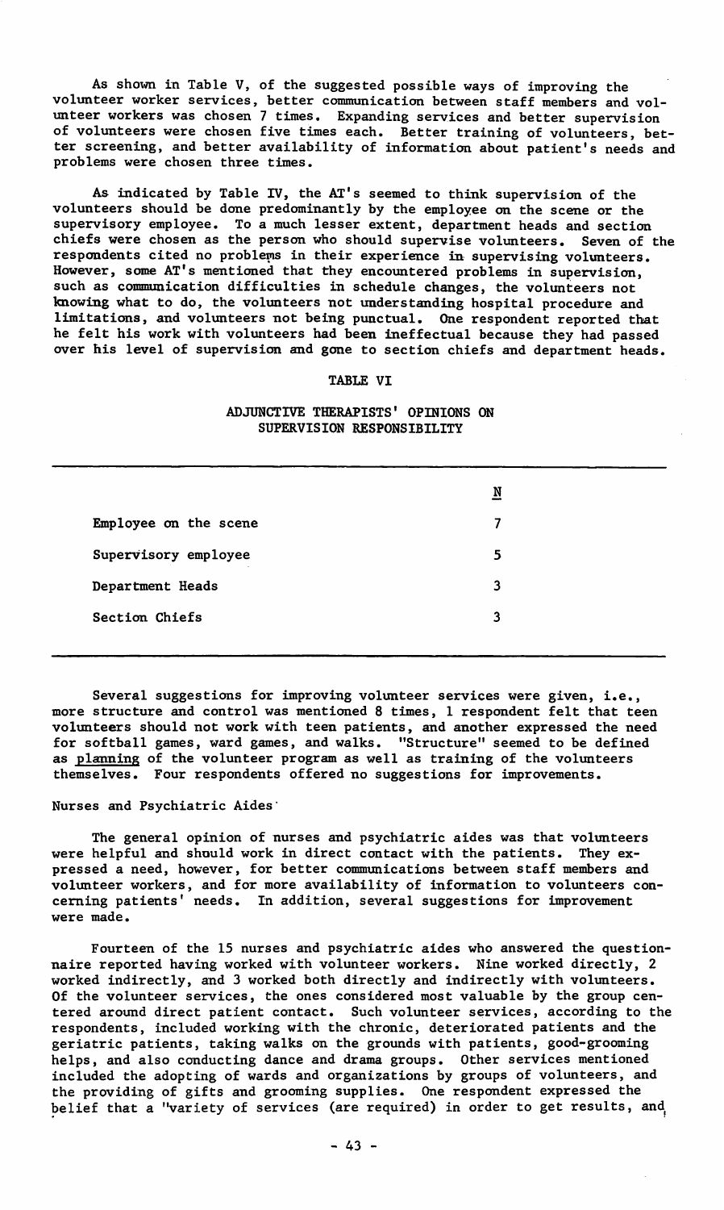As shown in Table V, of the suggested possible ways of improving the volunteer worker services, better communication between staff members and volunteer workers was chosen 7 times. Expanding services and better supervision of volunteers were chosen five times each. Better training of volunteers, better screening, and better availability of information about patient's needs and problems were chosen three times.

As indicated by Table IV, the AT's seemed to think supervision of the volunteers should be done predominantly by the employee on the scene or the supervisory employee. To a much lesser extent, department heads and section chiefs were chosen as the person who should supervise volunteers. Seven of the respondents cited no problems in their experience in supervising volunteers. However, some AT's mentioned that they encountered problems in supervision, such as communication difficulties in schedule changes, the volunteers not knowing what to do, the volunteers not understanding hospital procedure and limitations, and volunteers not being punctual. One respondent reported that he felt his work with volunteers had been ineffectual because they had passed over his level of supervision and gone to section chiefs and department heads.

TABLE VI

ADJUNCTIVE THERAPISTS' OPINIONS ON SUPERVISION RESPONSIBILITY

| | N |
|---|---|
| Employee on the scene | 7 |
| Supervisory employee | 5 |
| Department Heads | 3 |
| Section Chiefs | 3 |

Several suggestions for improving volunteer services were given, i.e., more structure and control was mentioned 8 times, 1 respondent felt that teen volunteers should not work with teen patients, and another expressed the need for softball games, ward games, and walks. "Structure" seemed to be defined as <u>planning</u> of the volunteer program as well as training of the volunteers themselves. Four respondents offered no suggestions for improvements.

Nurses and Psychiatric Aides

The general opinion of nurses and psychiatric aides was that volunteers were helpful and should work in direct contact with the patients. They expressed a need, however, for better communications between staff members and volunteer workers, and for more availability of information to volunteers concerning patients' needs. In addition, several suggestions for improvement were made.

Fourteen of the 15 nurses and psychiatric aides who answered the questionnaire reported having worked with volunteer workers. Nine worked directly, 2 worked indirectly, and 3 worked both directly and indirectly with volunteers. Of the volunteer services, the ones considered most valuable by the group centered around direct patient contact. Such volunteer services, according to the respondents, included working with the chronic, deteriorated patients and the geriatric patients, taking walks on the grounds with patients, good-grooming helps, and also conducting dance and drama groups. Other services mentioned included the adopting of wards and organizations by groups of volunteers, and the providing of gifts and grooming supplies. One respondent expressed the belief that a "variety of services (are required) in order to get results, and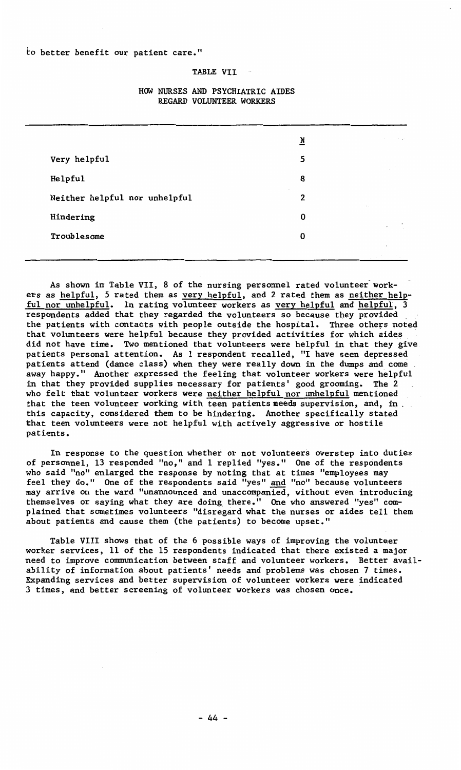to better benefit our patient care."

TABLE VII

HOW NURSES AND PSYCHIATRIC AIDES REGARD VOLUNTEER WORKERS

| | N |
|---|---|
| Very helpful | 5 |
| Helpful | 8 |
| Neither helpful nor unhelpful | 2 |
| Hindering | 0 |
| Troublesome | 0 |

As shown in Table VII, 8 of the nursing personnel rated volunteer workers as <u>helpful</u>, 5 rated them as <u>very helpful</u>, and 2 rated them as <u>neither helpful nor unhelpful</u>. In rating volunteer workers as <u>very helpful</u> and <u>helpful</u>, 3 respondents added that they regarded the volunteers so because they provided the patients with contacts with people outside the hospital. Three others noted that volunteers were helpful because they provided activities for which aides did not have time. Two mentioned that volunteers were helpful in that they give patients personal attention. As 1 respondent recalled, "I have seen depressed patients attend (dance class) when they were really down in the dumps and come away happy." Another expressed the feeling that volunteer workers were helpful in that they provided supplies necessary for patients' good grooming. The 2 who felt that volunteer workers were <u>neither helpful nor unhelpful</u> mentioned that the teen volunteer working with teen patients needs supervision, and, in this capacity, considered them to be hindering. Another specifically stated that teen volunteers were not helpful with actively aggressive or hostile patients.

In response to the question whether or not volunteers overstep into duties of personnel, 13 responded "no," and 1 replied "yes." One of the respondents who said "no" enlarged the response by noting that at times "employees may feel they do." One of the respondents said "yes" <u>and</u> "no" because volunteers may arrive on the ward "unannounced and unaccompanied, without even introducing themselves or saying what they are doing there." One who answered "yes" complained that sometimes volunteers "disregard what the nurses or aides tell them about patients and cause them (the patients) to become upset."

Table VIII shows that of the 6 possible ways of improving the volunteer worker services, 11 of the 15 respondents indicated that there existed a major need to improve communication between staff and volunteer workers. Better availability of information about patients' needs and problems was chosen 7 times. Expanding services and better supervision of volunteer workers were indicated 3 times, and better screening of volunteer workers was chosen once.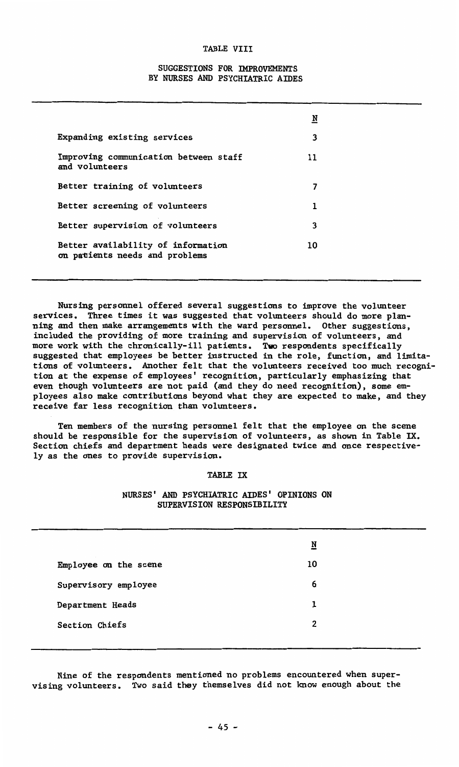TABLE VIII

SUGGESTIONS FOR IMPROVEMENTS BY NURSES AND PSYCHIATRIC AIDES

| | N |
|---|---|
| Expanding existing services | 3 |
| Improving communication between staff and volunteers | 11 |
| Better training of volunteers | 7 |
| Better screening of volunteers | 1 |
| Better supervision of volunteers | 3 |
| Better availability of information on patients needs and problems | 10 |

Nursing personnel offered several suggestions to improve the volunteer services. Three times it was suggested that volunteers should do more planning and then make arrangements with the ward personnel. Other suggestions, included the providing of more training and supervision of volunteers, and more work with the chronically-ill patients. Two respondents specifically suggested that employees be better instructed in the role, function, and limitations of volunteers. Another felt that the volunteers received too much recognition at the expense of employees' recognition, particularly emphasizing that even though volunteers are not paid (and they do need recognition), some employees also make contributions beyond what they are expected to make, and they receive far less recognition than volunteers.

Ten members of the nursing personnel felt that the employee on the scene should be responsible for the supervision of volunteers, as shown in Table IX. Section chiefs and department heads were designated twice and once respectively as the ones to provide supervision.

TABLE IX

NURSES' AND PSYCHIATRIC AIDES' OPINIONS ON SUPERVISION RESPONSIBILITY

| | N |
|---|---|
| Employee on the scene | 10 |
| Supervisory employee | 6 |
| Department Heads | 1 |
| Section Chiefs | 2 |

Nine of the respondents mentioned no problems encountered when supervising volunteers. Two said they themselves did not know enough about the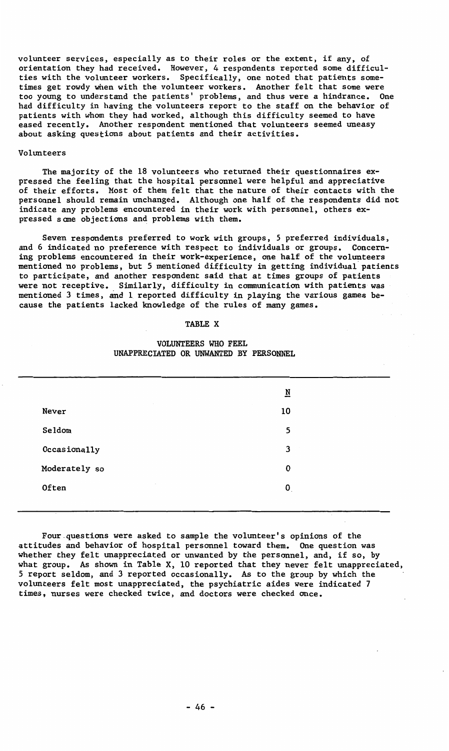volunteer services, especially as to their roles or the extent, if any, of orientation they had received. However, 4 respondents reported some difficulties with the volunteer workers. Specifically, one noted that patients sometimes get rowdy when with the volunteer workers. Another felt that some were too young to understand the patients' problems, and thus were a hindrance. One had difficulty in having the volunteers report to the staff on the behavior of patients with whom they had worked, although this difficulty seemed to have eased recently. Another respondent mentioned that volunteers seemed uneasy about asking questions about patients and their activities.

### Volunteers

The majority of the 18 volunteers who returned their questionnaires expressed the feeling that the hospital personnel were helpful and appreciative of their efforts. Most of them felt that the nature of their contacts with the personnel should remain unchanged. Although one half of the respondents did not indicate any problems encountered in their work with personnel, others expressed some objections and problems with them.

Seven respondents preferred to work with groups, 5 preferred individuals, and 6 indicated no preference with respect to individuals or groups. Concerning problems encountered in their work-experience, one half of the volunteers mentioned no problems, but 5 mentioned difficulty in getting individual patients to participate, and another respondent said that at times groups of patients were not receptive. Similarly, difficulty in communication with patients was mentioned 3 times, and 1 reported difficulty in playing the various games because the patients lacked knowledge of the rules of many games.

TABLE X

VOLUNTEERS WHO FEEL UNAPPRECIATED OR UNWANTED BY PERSONNEL

| | N |
|---|---|
| Never | 10 |
| Seldom | 5 |
| Occasionally | 3 |
| Moderately so | 0 |
| Often | 0 |

Four questions were asked to sample the volunteer's opinions of the attitudes and behavior of hospital personnel toward them. One question was whether they felt unappreciated or unwanted by the personnel, and, if so, by what group. As shown in Table X, 10 reported that they never felt unappreciated, 5 report seldom, and 3 reported occasionally. As to the group by which the volunteers felt most unappreciated, the psychiatric aides were indicated 7 times, nurses were checked twice, and doctors were checked once.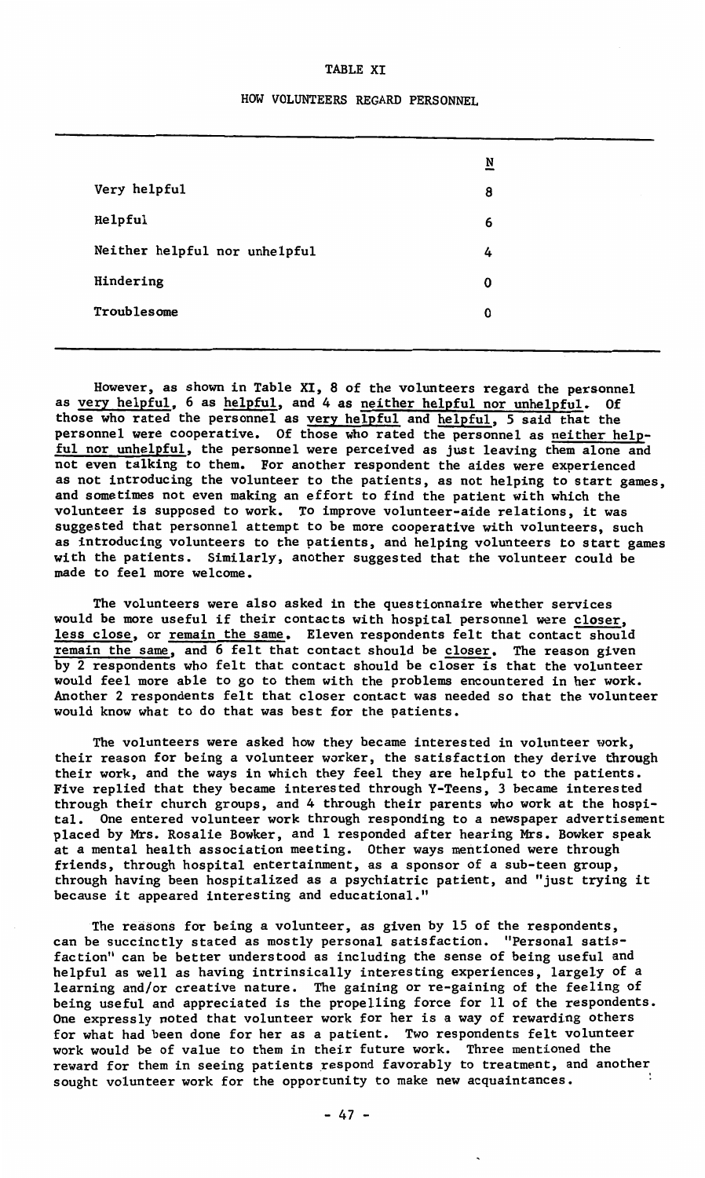TABLE XI

HOW VOLUNTEERS REGARD PERSONNEL

| | N |
|---|---|
| Very helpful | 8 |
| Helpful | 6 |
| Neither helpful nor unhelpful | 4 |
| Hindering | 0 |
| Troublesome | 0 |

However, as shown in Table XI, 8 of the volunteers regard the personnel as _very helpful_, 6 as _helpful_, and 4 as _neither helpful nor unhelpful_. Of those who rated the personnel as _very helpful_ and _helpful_, 5 said that the personnel were cooperative. Of those who rated the personnel as _neither helpful nor unhelpful_, the personnel were perceived as just leaving them alone and not even talking to them. For another respondent the aides were experienced as not introducing the volunteer to the patients, as not helping to start games, and sometimes not even making an effort to find the patient with which the volunteer is supposed to work. To improve volunteer-aide relations, it was suggested that personnel attempt to be more cooperative with volunteers, such as introducing volunteers to the patients, and helping volunteers to start games with the patients. Similarly, another suggested that the volunteer could be made to feel more welcome.

The volunteers were also asked in the questionnaire whether services would be more useful if their contacts with hospital personnel were _closer_, _less close_, or _remain the same_. Eleven respondents felt that contact should _remain the same_, and 6 felt that contact should be _closer_. The reason given by 2 respondents who felt that contact should be closer is that the volunteer would feel more able to go to them with the problems encountered in her work. Another 2 respondents felt that closer contact was needed so that the volunteer would know what to do that was best for the patients.

The volunteers were asked how they became interested in volunteer work, their reason for being a volunteer worker, the satisfaction they derive through their work, and the ways in which they feel they are helpful to the patients. Five replied that they became interested through Y-Teens, 3 became interested through their church groups, and 4 through their parents who work at the hospital. One entered volunteer work through responding to a newspaper advertisement placed by Mrs. Rosalie Bowker, and 1 responded after hearing Mrs. Bowker speak at a mental health association meeting. Other ways mentioned were through friends, through hospital entertainment, as a sponsor of a sub-teen group, through having been hospitalized as a psychiatric patient, and "just trying it because it appeared interesting and educational."

The reasons for being a volunteer, as given by 15 of the respondents, can be succinctly stated as mostly personal satisfaction. "Personal satisfaction" can be better understood as including the sense of being useful and helpful as well as having intrinsically interesting experiences, largely of a learning and/or creative nature. The gaining or re-gaining of the feeling of being useful and appreciated is the propelling force for 11 of the respondents. One expressly noted that volunteer work for her is a way of rewarding others for what had been done for her as a patient. Two respondents felt volunteer work would be of value to them in their future work. Three mentioned the reward for them in seeing patients respond favorably to treatment, and another sought volunteer work for the opportunity to make new acquaintances.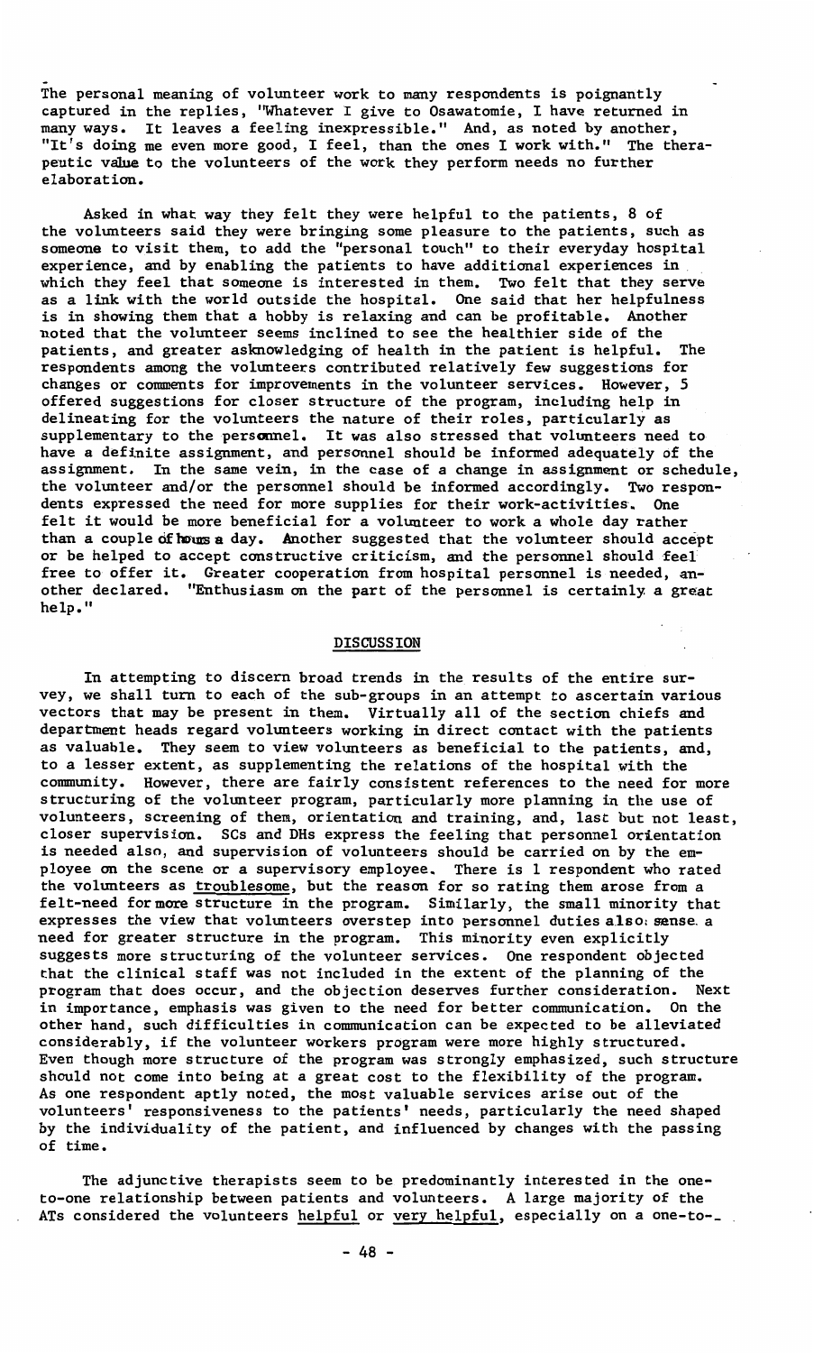The personal meaning of volunteer work to many respondents is poignantly captured in the replies, "Whatever I give to Osawatomie, I have returned in many ways. It leaves a feeling inexpressible." And, as noted by another, "It's doing me even more good, I feel, than the ones I work with." The therapeutic value to the volunteers of the work they perform needs no further elaboration.

Asked in what way they felt they were helpful to the patients, 8 of the volunteers said they were bringing some pleasure to the patients, such as someone to visit them, to add the "personal touch" to their everyday hospital experience, and by enabling the patients to have additional experiences in which they feel that someone is interested in them. Two felt that they serve as a link with the world outside the hospital. One said that her helpfulness is in showing them that a hobby is relaxing and can be profitable. Another noted that the volunteer seems inclined to see the healthier side of the patients, and greater asknowledging of health in the patient is helpful. The respondents among the volunteers contributed relatively few suggestions for changes or comments for improvements in the volunteer services. However, 5 offered suggestions for closer structure of the program, including help in delineating for the volunteers the nature of their roles, particularly as supplementary to the personnel. It was also stressed that volunteers need to have a definite assignment, and personnel should be informed adequately of the assignment. In the same vein, in the case of a change in assignment or schedule, the volunteer and/or the personnel should be informed accordingly. Two respondents expressed the need for more supplies for their work-activities. One felt it would be more beneficial for a volunteer to work a whole day rather than a couple of hours a day. Another suggested that the volunteer should accept or be helped to accept constructive criticism, and the personnel should feel free to offer it. Greater cooperation from hospital personnel is needed, another declared. "Enthusiasm on the part of the personnel is certainly a great help."

## DISCUSSION

In attempting to discern broad trends in the results of the entire survey, we shall turn to each of the sub-groups in an attempt to ascertain various vectors that may be present in them. Virtually all of the section chiefs and department heads regard volunteers working in direct contact with the patients as valuable. They seem to view volunteers as beneficial to the patients, and, to a lesser extent, as supplementing the relations of the hospital with the community. However, there are fairly consistent references to the need for more structuring of the volunteer program, particularly more planning in the use of volunteers, screening of them, orientation and training, and, last but not least, closer supervision. SCs and DHs express the feeling that personnel orientation is needed also, and supervision of volunteers should be carried on by the employee on the scene or a supervisory employee. There is 1 respondent who rated the volunteers as troublesome, but the reason for so rating them arose from a felt-need for more structure in the program. Similarly, the small minority that expresses the view that volunteers overstep into personnel duties also sense a need for greater structure in the program. This minority even explicitly suggests more structuring of the volunteer services. One respondent objected that the clinical staff was not included in the extent of the planning of the program that does occur, and the objection deserves further consideration. Next in importance, emphasis was given to the need for better communication. On the other hand, such difficulties in communication can be expected to be alleviated considerably, if the volunteer workers program were more highly structured. Even though more structure of the program was strongly emphasized, such structure should not come into being at a great cost to the flexibility of the program. As one respondent aptly noted, the most valuable services arise out of the volunteers' responsiveness to the patients' needs, particularly the need shaped by the individuality of the patient, and influenced by changes with the passing of time.

The adjunctive therapists seem to be predominantly interested in the one-to-one relationship between patients and volunteers. A large majority of the ATs considered the volunteers helpful or very helpful, especially on a one-to-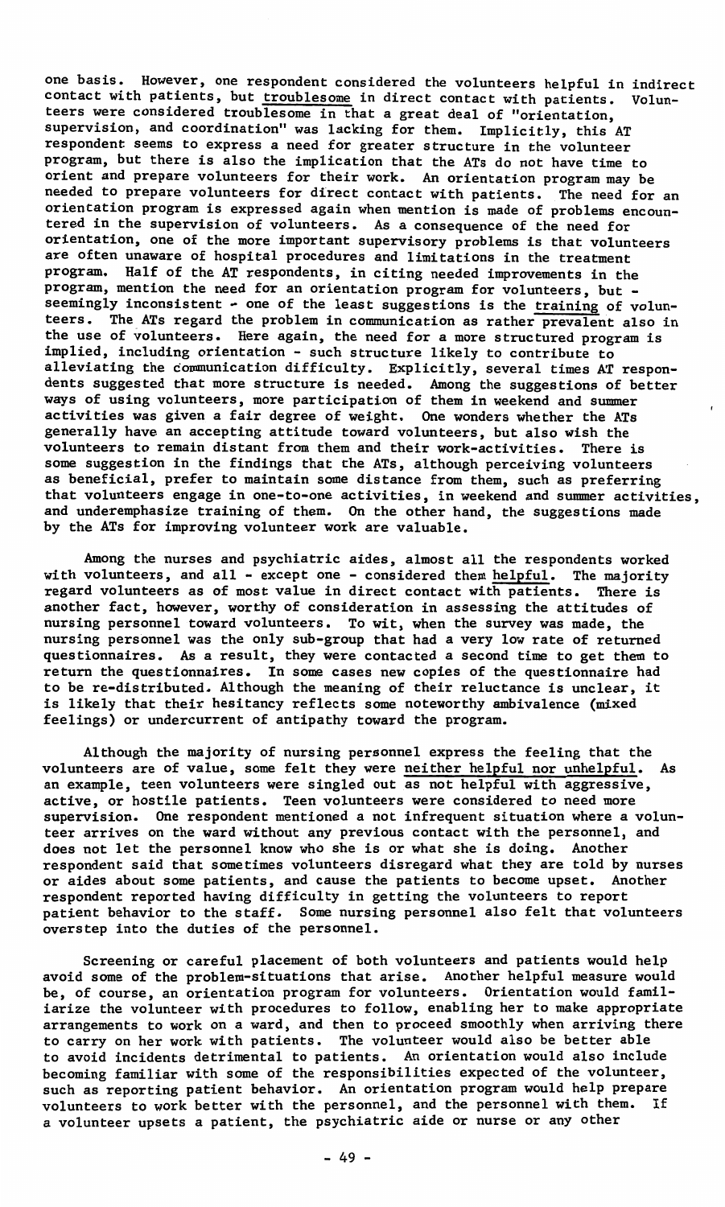one basis. However, one respondent considered the volunteers helpful in indirect contact with patients, but troublesome in direct contact with patients. Volunteers were considered troublesome in that a great deal of "orientation, supervision, and coordination" was lacking for them. Implicitly, this AT respondent seems to express a need for greater structure in the volunteer program, but there is also the implication that the ATs do not have time to orient and prepare volunteers for their work. An orientation program may be needed to prepare volunteers for direct contact with patients. The need for an orientation program is expressed again when mention is made of problems encountered in the supervision of volunteers. As a consequence of the need for orientation, one of the more important supervisory problems is that volunteers are often unaware of hospital procedures and limitations in the treatment program. Half of the AT respondents, in citing needed improvements in the program, mention the need for an orientation program for volunteers, but - seemingly inconsistent - one of the least suggestions is the training of volunteers. The ATs regard the problem in communication as rather prevalent also in the use of volunteers. Here again, the need for a more structured program is implied, including orientation - such structure likely to contribute to alleviating the communication difficulty. Explicitly, several times AT respondents suggested that more structure is needed. Among the suggestions of better ways of using volunteers, more participation of them in weekend and summer activities was given a fair degree of weight. One wonders whether the ATs generally have an accepting attitude toward volunteers, but also wish the volunteers to remain distant from them and their work-activities. There is some suggestion in the findings that the ATs, although perceiving volunteers as beneficial, prefer to maintain some distance from them, such as preferring that volunteers engage in one-to-one activities, in weekend and summer activities, and underemphasize training of them. On the other hand, the suggestions made by the ATs for improving volunteer work are valuable.

Among the nurses and psychiatric aides, almost all the respondents worked with volunteers, and all - except one - considered them helpful. The majority regard volunteers as of most value in direct contact with patients. There is another fact, however, worthy of consideration in assessing the attitudes of nursing personnel toward volunteers. To wit, when the survey was made, the nursing personnel was the only sub-group that had a very low rate of returned questionnaires. As a result, they were contacted a second time to get them to return the questionnaires. In some cases new copies of the questionnaire had to be re-distributed. Although the meaning of their reluctance is unclear, it is likely that their hesitancy reflects some noteworthy ambivalence (mixed feelings) or undercurrent of antipathy toward the program.

Although the majority of nursing personnel express the feeling that the volunteers are of value, some felt they were neither helpful nor unhelpful. As an example, teen volunteers were singled out as not helpful with aggressive, active, or hostile patients. Teen volunteers were considered to need more supervision. One respondent mentioned a not infrequent situation where a volunteer arrives on the ward without any previous contact with the personnel, and does not let the personnel know who she is or what she is doing. Another respondent said that sometimes volunteers disregard what they are told by nurses or aides about some patients, and cause the patients to become upset. Another respondent reported having difficulty in getting the volunteers to report patient behavior to the staff. Some nursing personnel also felt that volunteers overstep into the duties of the personnel.

Screening or careful placement of both volunteers and patients would help avoid some of the problem-situations that arise. Another helpful measure would be, of course, an orientation program for volunteers. Orientation would familiarize the volunteer with procedures to follow, enabling her to make appropriate arrangements to work on a ward, and then to proceed smoothly when arriving there to carry on her work with patients. The volunteer would also be better able to avoid incidents detrimental to patients. An orientation would also include becoming familiar with some of the responsibilities expected of the volunteer, such as reporting patient behavior. An orientation program would help prepare volunteers to work better with the personnel, and the personnel with them. If a volunteer upsets a patient, the psychiatric aide or nurse or any other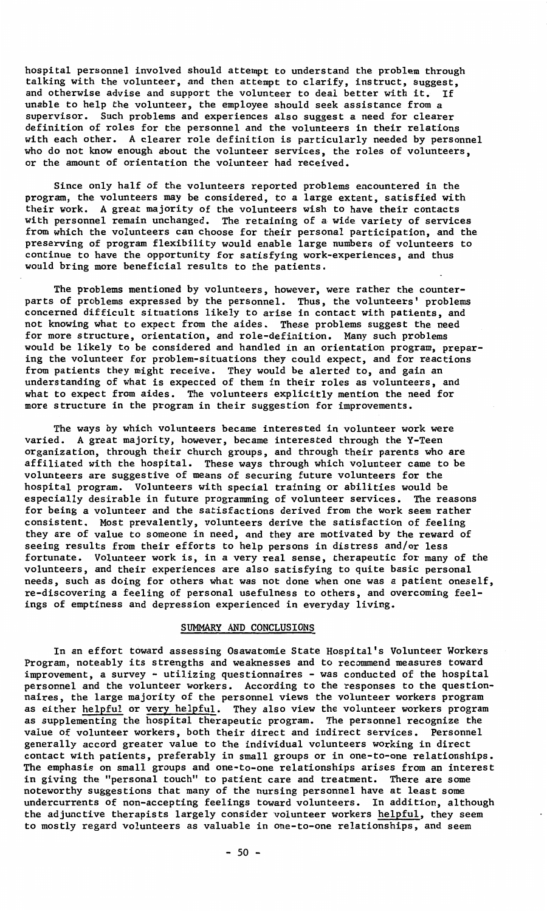hospital personnel involved should attempt to understand the problem through talking with the volunteer, and then attempt to clarify, instruct, suggest, and otherwise advise and support the volunteer to deal better with it. If unable to help the volunteer, the employee should seek assistance from a supervisor. Such problems and experiences also suggest a need for clearer definition of roles for the personnel and the volunteers in their relations with each other. A clearer role definition is particularly needed by personnel who do not know enough about the volunteer services, the roles of volunteers, or the amount of orientation the volunteer had received.

Since only half of the volunteers reported problems encountered in the program, the volunteers may be considered, to a large extent, satisfied with their work. A great majority of the volunteers wish to have their contacts with personnel remain unchanged. The retaining of a wide variety of services from which the volunteers can choose for their personal participation, and the preserving of program flexibility would enable large numbers of volunteers to continue to have the opportunity for satisfying work-experiences, and thus would bring more beneficial results to the patients.

The problems mentioned by volunteers, however, were rather the counterparts of problems expressed by the personnel. Thus, the volunteers' problems concerned difficult situations likely to arise in contact with patients, and not knowing what to expect from the aides. These problems suggest the need for more structure, orientation, and role-definition. Many such problems would be likely to be considered and handled in an orientation program, preparing the volunteer for problem-situations they could expect, and for reactions from patients they might receive. They would be alerted to, and gain an understanding of what is expected of them in their roles as volunteers, and what to expect from aides. The volunteers explicitly mention the need for more structure in the program in their suggestion for improvements.

The ways by which volunteers became interested in volunteer work were varied. A great majority, however, became interested through the Y-Teen organization, through their church groups, and through their parents who are affiliated with the hospital. These ways through which volunteer came to be volunteers are suggestive of means of securing future volunteers for the hospital program. Volunteers with special training or abilities would be especially desirable in future programming of volunteer services. The reasons for being a volunteer and the satisfactions derived from the work seem rather consistent. Most prevalently, volunteers derive the satisfaction of feeling they are of value to someone in need, and they are motivated by the reward of seeing results from their efforts to help persons in distress and/or less fortunate. Volunteer work is, in a very real sense, therapeutic for many of the volunteers, and their experiences are also satisfying to quite basic personal needs, such as doing for others what was not done when one was a patient oneself, re-discovering a feeling of personal usefulness to others, and overcoming feelings of emptiness and depression experienced in everyday living.

## SUMMARY AND CONCLUSIONS

In an effort toward assessing Osawatomie State Hospital's Volunteer Workers Program, noteably its strengths and weaknesses and to recommend measures toward improvement, a survey - utilizing questionnaires - was conducted of the hospital personnel and the volunteer workers. According to the responses to the questionnaires, the large majority of the personnel views the volunteer workers program as either helpful or very helpful. They also view the volunteer workers program as supplementing the hospital therapeutic program. The personnel recognize the value of volunteer workers, both their direct and indirect services. Personnel generally accord greater value to the individual volunteers working in direct contact with patients, preferably in small groups or in one-to-one relationships. The emphasis on small groups and one-to-one relationships arises from an interest in giving the "personal touch" to patient care and treatment. There are some noteworthy suggestions that many of the nursing personnel have at least some undercurrents of non-accepting feelings toward volunteers. In addition, although the adjunctive therapists largely consider volunteer workers helpful, they seem to mostly regard volunteers as valuable in one-to-one relationships, and seem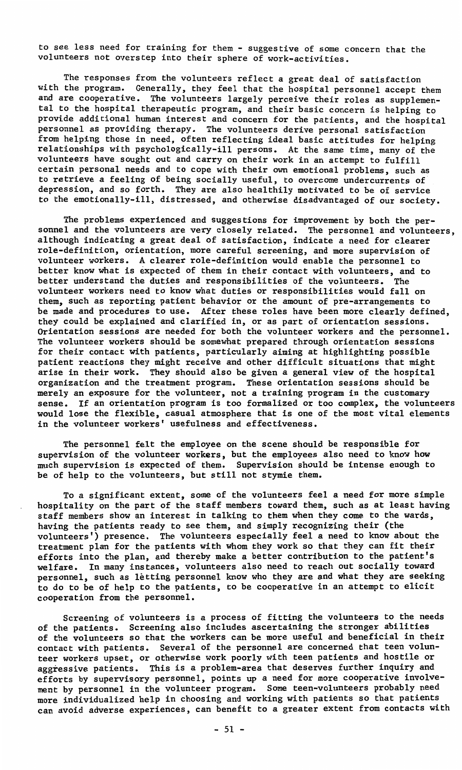to see less need for training for them - suggestive of some concern that the volunteers not overstep into their sphere of work-activities.

The responses from the volunteers reflect a great deal of satisfaction with the program. Generally, they feel that the hospital personnel accept them and are cooperative. The volunteers largely perceive their roles as supplemental to the hospital therapeutic program, and their basic concern is helping to provide additional human interest and concern for the patients, and the hospital personnel as providing therapy. The volunteers derive personal satisfaction from helping those in need, often reflecting ideal basic attitudes for helping relationships with psychologically-ill persons. At the same time, many of the volunteers have sought out and carry on their work in an attempt to fulfill certain personal needs and to cope with their own emotional problems, such as to retrieve a feeling of being socially useful, to overcome undercurrents of depression, and so forth. They are also healthily motivated to be of service to the emotionally-ill, distressed, and otherwise disadvantaged of our society.

The problems experienced and suggestions for improvement by both the personnel and the volunteers are very closely related. The personnel and volunteers, although indicating a great deal of satisfaction, indicate a need for clearer role-definition, orientation, more careful screening, and more supervision of volunteer workers. A clearer role-definition would enable the personnel to better know what is expected of them in their contact with volunteers, and to better understand the duties and responsibilities of the volunteers. The volunteer workers need to know what duties or responsibilities would fall on them, such as reporting patient behavior or the amount of pre-arrangements to be made and procedures to use. After these roles have been more clearly defined, they could be explained and clarified in, or as part of orientation sessions. Orientation sessions are needed for both the volunteer workers and the personnel. The volunteer workers should be somewhat prepared through orientation sessions for their contact with patients, particularly aiming at highlighting possible patient reactions they might receive and other difficult situations that might arise in their work. They should also be given a general view of the hospital organization and the treatment program. These orientation sessions should be merely an exposure for the volunteer, not a training program in the customary sense. If an orientation program is too formalized or too complex, the volunteers would lose the flexible, casual atmosphere that is one of the most vital elements in the volunteer workers' usefulness and effectiveness.

The personnel felt the employee on the scene should be responsible for supervision of the volunteer workers, but the employees also need to know how much supervision is expected of them. Supervision should be intense enough to be of help to the volunteers, but still not stymie them.

To a significant extent, some of the volunteers feel a need for more simple hospitality on the part of the staff members toward them, such as at least having staff members show an interest in talking to them when they come to the wards, having the patients ready to see them, and simply recognizing their (the volunteers') presence. The volunteers especially feel a need to know about the treatment plan for the patients with whom they work so that they can fit their efforts into the plan, and thereby make a better contribution to the patient's welfare. In many instances, volunteers also need to reach out socially toward personnel, such as letting personnel know who they are and what they are seeking to do to be of help to the patients, to be cooperative in an attempt to elicit cooperation from the personnel.

Screening of volunteers is a process of fitting the volunteers to the needs of the patients. Screening also includes ascertaining the stronger abilities of the volunteers so that the workers can be more useful and beneficial in their contact with patients. Several of the personnel are concerned that teen volunteer workers upset, or otherwise work poorly with teen patients and hostile or aggressive patients. This is a problem-area that deserves further inquiry and efforts by supervisory personnel, points up a need for more cooperative involvement by personnel in the volunteer program. Some teen-volunteers probably need more individualized help in choosing and working with patients so that patients can avoid adverse experiences, can benefit to a greater extent from contacts with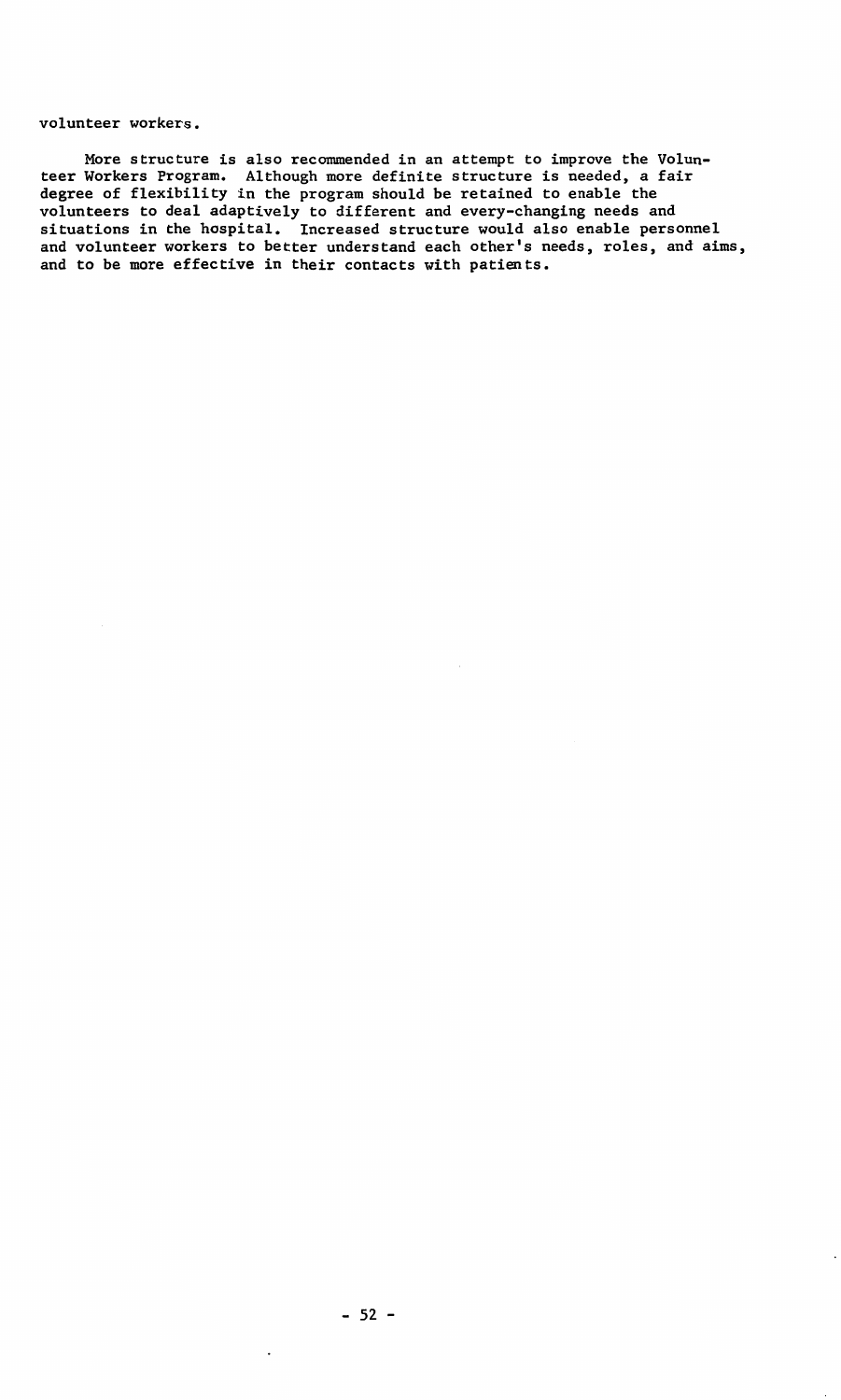volunteer workers.

More structure is also recommended in an attempt to improve the Volunteer Workers Program. Although more definite structure is needed, a fair degree of flexibility in the program should be retained to enable the volunteers to deal adaptively to different and every-changing needs and situations in the hospital. Increased structure would also enable personnel and volunteer workers to better understand each other's needs, roles, and aims, and to be more effective in their contacts with patients.